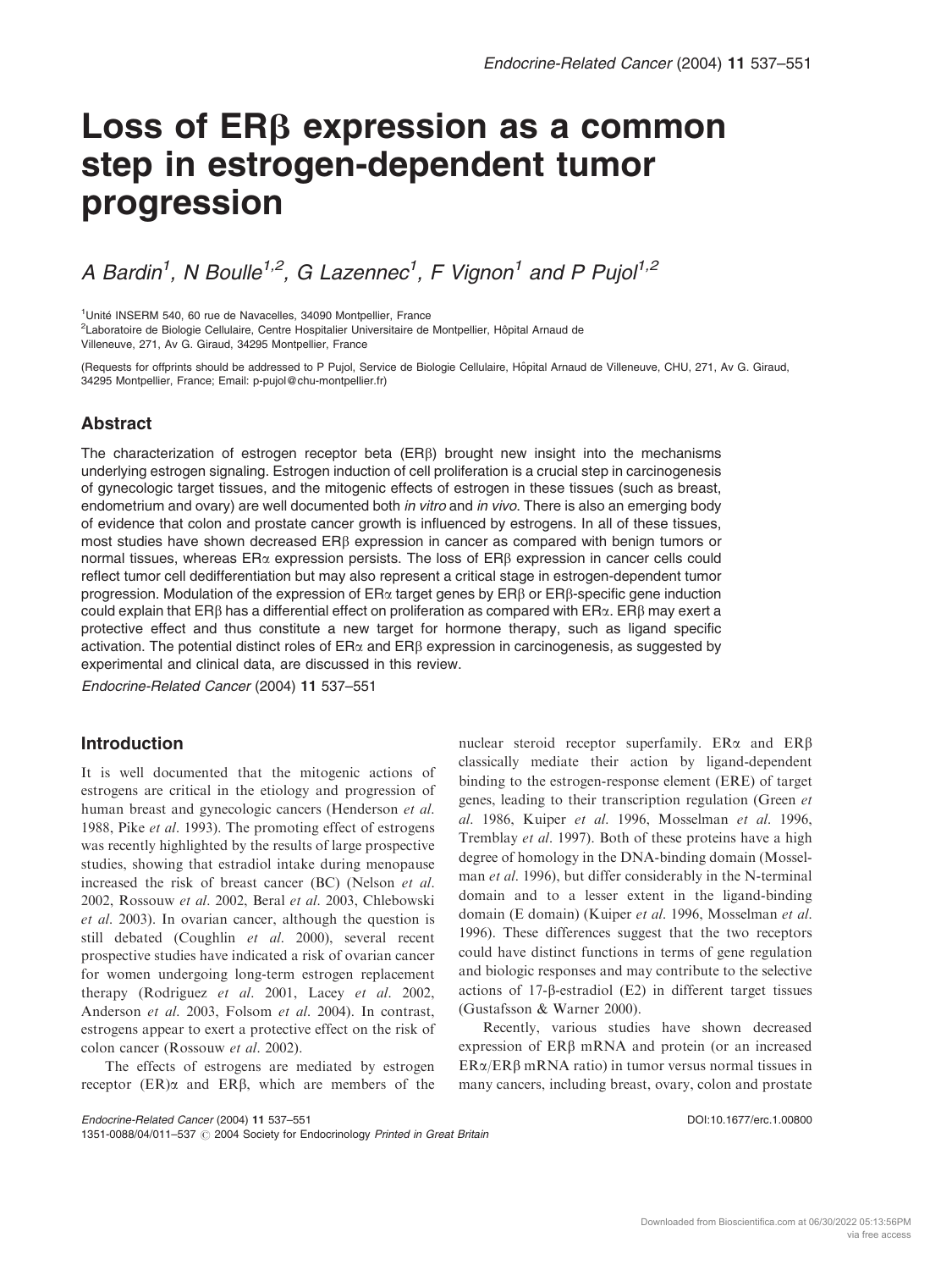# Loss of ERβ expression as a common step in estrogen-dependent tumor progression

*A Bardin[1], N Boulle[1,2], G Lazennec[1], F Vignon[1] and P Pujol[1,2]*

[1]Unité INSERM 540, 60 rue de Navacelles, 34090 Montpellier, France
[2]Laboratoire de Biologie Cellulaire, Centre Hospitalier Universitaire de Montpellier, Hôpital Arnaud de Villeneuve, 271, Av G. Giraud, 34295 Montpellier, France

(Requests for offprints should be addressed to P Pujol, Service de Biologie Cellulaire, Hôpital Arnaud de Villeneuve, CHU, 271, Av G. Giraud, 34295 Montpellier, France; Email: p-pujol@chu-montpellier.fr)

## Abstract

The characterization of estrogen receptor beta (ERβ) brought new insight into the mechanisms underlying estrogen signaling. Estrogen induction of cell proliferation is a crucial step in carcinogenesis of gynecologic target tissues, and the mitogenic effects of estrogen in these tissues (such as breast, endometrium and ovary) are well documented both *in vitro* and *in vivo*. There is also an emerging body of evidence that colon and prostate cancer growth is influenced by estrogens. In all of these tissues, most studies have shown decreased ERβ expression in cancer as compared with benign tumors or normal tissues, whereas ERα expression persists. The loss of ERβ expression in cancer cells could reflect tumor cell dedifferentiation but may also represent a critical stage in estrogen-dependent tumor progression. Modulation of the expression of ERα target genes by ERβ or ERβ-specific gene induction could explain that ERβ has a differential effect on proliferation as compared with ERα. ERβ may exert a protective effect and thus constitute a new target for hormone therapy, such as ligand specific activation. The potential distinct roles of ERα and ERβ expression in carcinogenesis, as suggested by experimental and clinical data, are discussed in this review.

*Endocrine-Related Cancer* (2004) **11** 537–551

## Introduction

It is well documented that the mitogenic actions of estrogens are critical in the etiology and progression of human breast and gynecologic cancers (Henderson *et al.* 1988, Pike *et al.* 1993). The promoting effect of estrogens was recently highlighted by the results of large prospective studies, showing that estradiol intake during menopause increased the risk of breast cancer (BC) (Nelson *et al.* 2002, Rossouw *et al.* 2002, Beral *et al.* 2003, Chlebowski *et al.* 2003). In ovarian cancer, although the question is still debated (Coughlin *et al.* 2000), several recent prospective studies have indicated a risk of ovarian cancer for women undergoing long-term estrogen replacement therapy (Rodriguez *et al.* 2001, Lacey *et al.* 2002, Anderson *et al.* 2003, Folsom *et al.* 2004). In contrast, estrogens appear to exert a protective effect on the risk of colon cancer (Rossouw *et al.* 2002).

The effects of estrogens are mediated by estrogen receptor (ER)α and ERβ, which are members of the nuclear steroid receptor superfamily. ERα and ERβ classically mediate their action by ligand-dependent binding to the estrogen-response element (ERE) of target genes, leading to their transcription regulation (Green *et al.* 1986, Kuiper *et al.* 1996, Mosselman *et al.* 1996, Tremblay *et al.* 1997). Both of these proteins have a high degree of homology in the DNA-binding domain (Mosselman *et al.* 1996), but differ considerably in the N-terminal domain and to a lesser extent in the ligand-binding domain (E domain) (Kuiper *et al.* 1996, Mosselman *et al.* 1996). These differences suggest that the two receptors could have distinct functions in terms of gene regulation and biologic responses and may contribute to the selective actions of 17-β-estradiol (E2) in different target tissues (Gustafsson & Warner 2000).

Recently, various studies have shown decreased expression of ERβ mRNA and protein (or an increased ERα/ERβ mRNA ratio) in tumor versus normal tissues in many cancers, including breast, ovary, colon and prostate

DOI:10.1677/erc.1.00800
1351-0088/04/011–537 © 2004 Society for Endocrinology *Printed in Great Britain*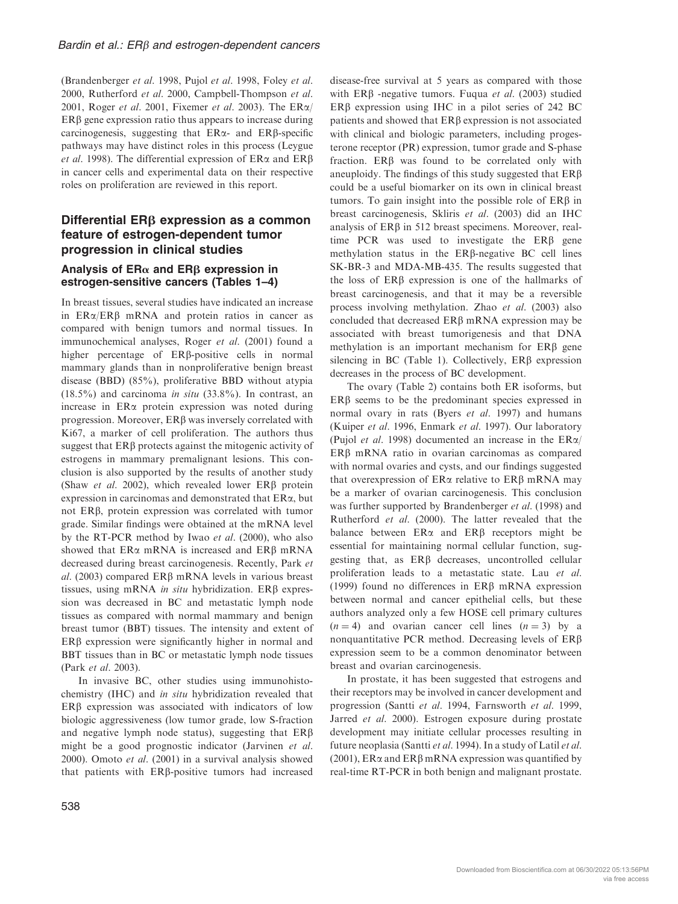(Brandenberger *et al.* 1998, Pujol *et al.* 1998, Foley *et al.* 2000, Rutherford *et al.* 2000, Campbell-Thompson *et al.* 2001, Roger *et al.* 2001, Fixemer *et al.* 2003). The ERα/ERβ gene expression ratio thus appears to increase during carcinogenesis, suggesting that ERα- and ERβ-specific pathways may have distinct roles in this process (Leygue *et al.* 1998). The differential expression of ERα and ERβ in cancer cells and experimental data on their respective roles on proliferation are reviewed in this report.

## Differential ERβ expression as a common feature of estrogen-dependent tumor progression in clinical studies

### Analysis of ERα and ERβ expression in estrogen-sensitive cancers (Tables 1–4)

In breast tissues, several studies have indicated an increase in ERα/ERβ mRNA and protein ratios in cancer as compared with benign tumors and normal tissues. In immunochemical analyses, Roger *et al.* (2001) found a higher percentage of ERβ-positive cells in normal mammary glands than in nonproliferative benign breast disease (BBD) (85%), proliferative BBD without atypia (18.5%) and carcinoma *in situ* (33.8%). In contrast, an increase in ERα protein expression was noted during progression. Moreover, ERβ was inversely correlated with Ki67, a marker of cell proliferation. The authors thus suggest that ERβ protects against the mitogenic activity of estrogens in mammary premalignant lesions. This conclusion is also supported by the results of another study (Shaw *et al.* 2002), which revealed lower ERβ protein expression in carcinomas and demonstrated that ERα, but not ERβ, protein expression was correlated with tumor grade. Similar findings were obtained at the mRNA level by the RT-PCR method by Iwao *et al.* (2000), who also showed that ERα mRNA is increased and ERβ mRNA decreased during breast carcinogenesis. Recently, Park *et al.* (2003) compared ERβ mRNA levels in various breast tissues, using mRNA *in situ* hybridization. ERβ expression was decreased in BC and metastatic lymph node tissues as compared with normal mammary and benign breast tumor (BBT) tissues. The intensity and extent of ERβ expression were significantly higher in normal and BBT tissues than in BC or metastatic lymph node tissues (Park *et al.* 2003).

In invasive BC, other studies using immunohistochemistry (IHC) and *in situ* hybridization revealed that ERβ expression was associated with indicators of low biologic aggressiveness (low tumor grade, low S-fraction and negative lymph node status), suggesting that ERβ might be a good prognostic indicator (Jarvinen *et al.* 2000). Omoto *et al.* (2001) in a survival analysis showed that patients with ERβ-positive tumors had increased disease-free survival at 5 years as compared with those with ERβ -negative tumors. Fuqua *et al.* (2003) studied ERβ expression using IHC in a pilot series of 242 BC patients and showed that ERβ expression is not associated with clinical and biologic parameters, including progesterone receptor (PR) expression, tumor grade and S-phase fraction. ERβ was found to be correlated only with aneuploidy. The findings of this study suggested that ERβ could be a useful biomarker on its own in clinical breast tumors. To gain insight into the possible role of ERβ in breast carcinogenesis, Skliris *et al.* (2003) did an IHC analysis of ERβ in 512 breast specimens. Moreover, real-time PCR was used to investigate the ERβ gene methylation status in the ERβ-negative BC cell lines SK-BR-3 and MDA-MB-435. The results suggested that the loss of ERβ expression is one of the hallmarks of breast carcinogenesis, and that it may be a reversible process involving methylation. Zhao *et al.* (2003) also concluded that decreased ERβ mRNA expression may be associated with breast tumorigenesis and that DNA methylation is an important mechanism for ERβ gene silencing in BC (Table 1). Collectively, ERβ expression decreases in the process of BC development.

The ovary (Table 2) contains both ER isoforms, but ERβ seems to be the predominant species expressed in normal ovary in rats (Byers *et al.* 1997) and humans (Kuiper *et al.* 1996, Enmark *et al.* 1997). Our laboratory (Pujol *et al.* 1998) documented an increase in the ERα/ERβ mRNA ratio in ovarian carcinomas as compared with normal ovaries and cysts, and our findings suggested that overexpression of ERα relative to ERβ mRNA may be a marker of ovarian carcinogenesis. This conclusion was further supported by Brandenberger *et al.* (1998) and Rutherford *et al.* (2000). The latter revealed that the balance between ERα and ERβ receptors might be essential for maintaining normal cellular function, suggesting that, as ERβ decreases, uncontrolled cellular proliferation leads to a metastatic state. Lau *et al.* (1999) found no differences in ERβ mRNA expression between normal and cancer epithelial cells, but these authors analyzed only a few HOSE cell primary cultures ($n = 4$) and ovarian cancer cell lines ($n = 3$) by a nonquantitative PCR method. Decreasing levels of ERβ expression seem to be a common denominator between breast and ovarian carcinogenesis.

In prostate, it has been suggested that estrogens and their receptors may be involved in cancer development and progression (Santti *et al.* 1994, Farnsworth *et al.* 1999, Jarred *et al.* 2000). Estrogen exposure during prostate development may initiate cellular processes resulting in future neoplasia (Santti *et al.* 1994). In a study of Latil *et al.* (2001), ERα and ERβ mRNA expression was quantified by real-time RT-PCR in both benign and malignant prostate.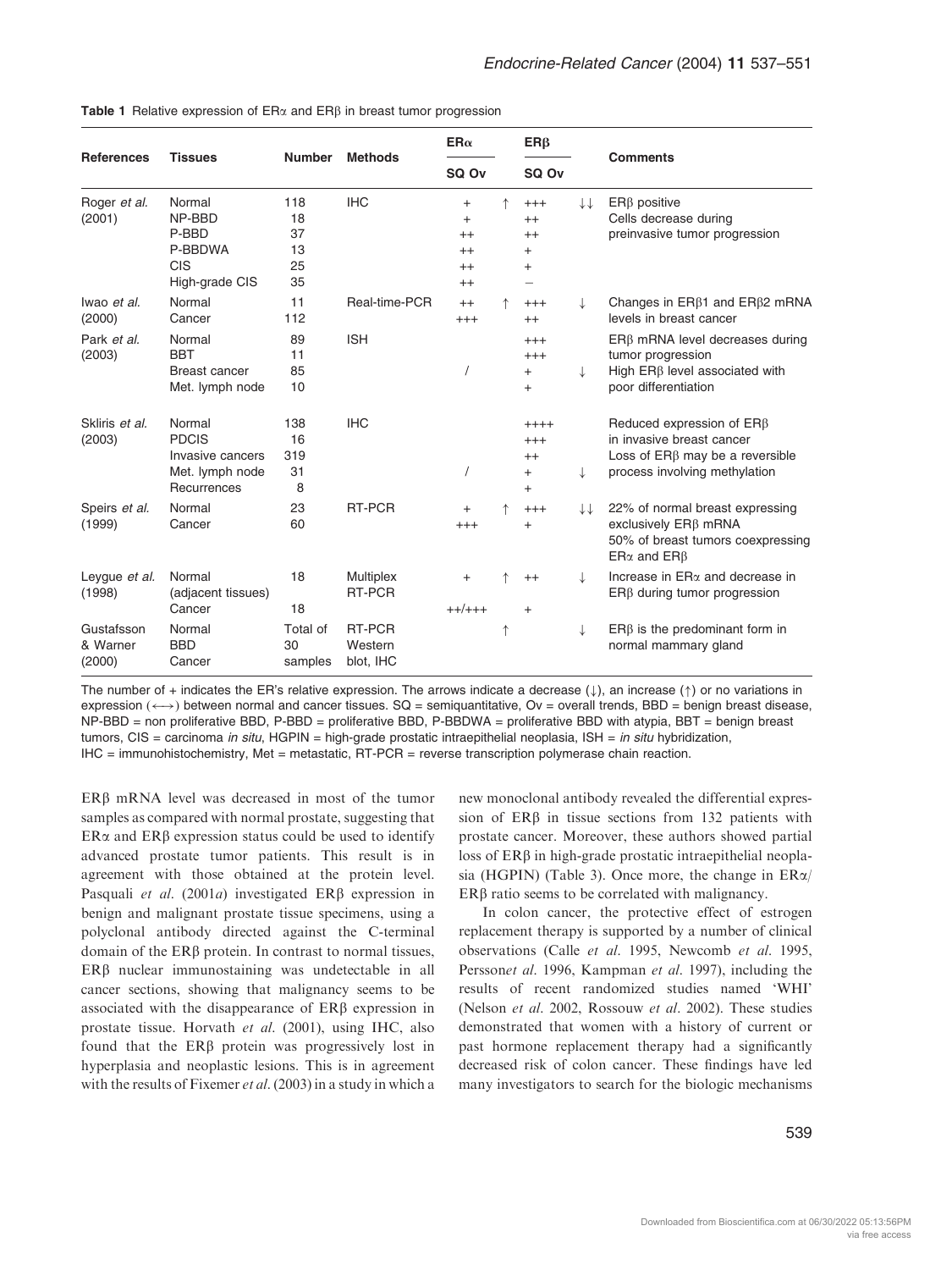**Table 1** Relative expression of ERα and ERβ in breast tumor progression

| References | Tissues | Number | Methods | ERα | | ERβ | | Comments |
|---|---|---|---|---|---|---|---|---|
| | | | | SQ | Ov | SQ | Ov | |
| Roger *et al.* (2001) | Normal | 118 | IHC | + | ↑ | +++ | ↓↓ | ERβ positive |
| | NP-BBD | 18 | | + | | ++ | | Cells decrease during |
| | P-BBD | 37 | | ++ | | ++ | | preinvasive tumor progression |
| | P-BBDWA | 13 | | ++ | | + | | |
| | CIS | 25 | | ++ | | + | | |
| | High-grade CIS | 35 | | ++ | | − | | |
| Iwao *et al.* (2000) | Normal | 11 | Real-time-PCR | ++ | ↑ | +++ | ↓ | Changes in ERβ1 and ERβ2 mRNA levels in breast cancer |
| | Cancer | 112 | | +++ | | ++ | | |
| Park *et al.* (2003) | Normal | 89 | ISH | | | +++ | | ERβ mRNA level decreases during tumor progression |
| | BBT | 11 | | | | +++ | | |
| | Breast cancer | 85 | | / | | + | ↓ | High ERβ level associated with poor differentiation |
| | Met. lymph node | 10 | | | | + | | |
| Skliris *et al.* (2003) | Normal | 138 | IHC | | | ++++ | | Reduced expression of ERβ in invasive breast cancer |
| | PDCIS | 16 | | | | +++ | | |
| | Invasive cancers | 319 | | | | ++ | | Loss of ERβ may be a reversible process involving methylation |
| | Met. lymph node | 31 | | / | | + | ↓ | |
| | Recurrences | 8 | | | | + | | |
| Speirs *et al.* (1999) | Normal | 23 | RT-PCR | + | ↑ | +++ | ↓↓ | 22% of normal breast expressing exclusively ERβ mRNA |
| | Cancer | 60 | | +++ | | + | | 50% of breast tumors coexpressing ERα and ERβ |
| Leygue *et al.* (1998) | Normal (adjacent tissues) | 18 | Multiplex RT-PCR | + | ↑ | ++ | ↓ | Increase in ERα and decrease in ERβ during tumor progression |
| | Cancer | 18 | | ++/+++ | | + | | |
| Gustafsson & Warner (2000) | Normal | Total of | RT-PCR | | ↑ | | ↓ | ERβ is the predominant form in normal mammary gland |
| | BBD | 30 | Western | | | | | |
| | Cancer | samples | blot, IHC | | | | | |

The number of + indicates the ER's relative expression. The arrows indicate a decrease (↓), an increase (↑) or no variations in expression (⟷) between normal and cancer tissues. SQ = semiquantitative, Ov = overall trends, BBD = benign breast disease, NP-BBD = non proliferative BBD, P-BBD = proliferative BBD, P-BBDWA = proliferative BBD with atypia, BBT = benign breast tumors, CIS = carcinoma *in situ*, HGPIN = high-grade prostatic intraepithelial neoplasia, ISH = *in situ* hybridization, IHC = immunohistochemistry, Met = metastatic, RT-PCR = reverse transcription polymerase chain reaction.

ERβ mRNA level was decreased in most of the tumor samples as compared with normal prostate, suggesting that ERα and ERβ expression status could be used to identify advanced prostate tumor patients. This result is in agreement with those obtained at the protein level. Pasquali *et al.* (2001*a*) investigated ERβ expression in benign and malignant prostate tissue specimens, using a polyclonal antibody directed against the C-terminal domain of the ERβ protein. In contrast to normal tissues, ERβ nuclear immunostaining was undetectable in all cancer sections, showing that malignancy seems to be associated with the disappearance of ERβ expression in prostate tissue. Horvath *et al.* (2001), using IHC, also found that the ERβ protein was progressively lost in hyperplasia and neoplastic lesions. This is in agreement with the results of Fixemer *et al.* (2003) in a study in which a new monoclonal antibody revealed the differential expression of ERβ in tissue sections from 132 patients with prostate cancer. Moreover, these authors showed partial loss of ERβ in high-grade prostatic intraepithelial neoplasia (HGPIN) (Table 3). Once more, the change in ERα/ERβ ratio seems to be correlated with malignancy.

In colon cancer, the protective effect of estrogen replacement therapy is supported by a number of clinical observations (Calle *et al.* 1995, Newcomb *et al.* 1995, Persson*et al.* 1996, Kampman *et al.* 1997), including the results of recent randomized studies named 'WHI' (Nelson *et al.* 2002, Rossouw *et al.* 2002). These studies demonstrated that women with a history of current or past hormone replacement therapy had a significantly decreased risk of colon cancer. These findings have led many investigators to search for the biologic mechanisms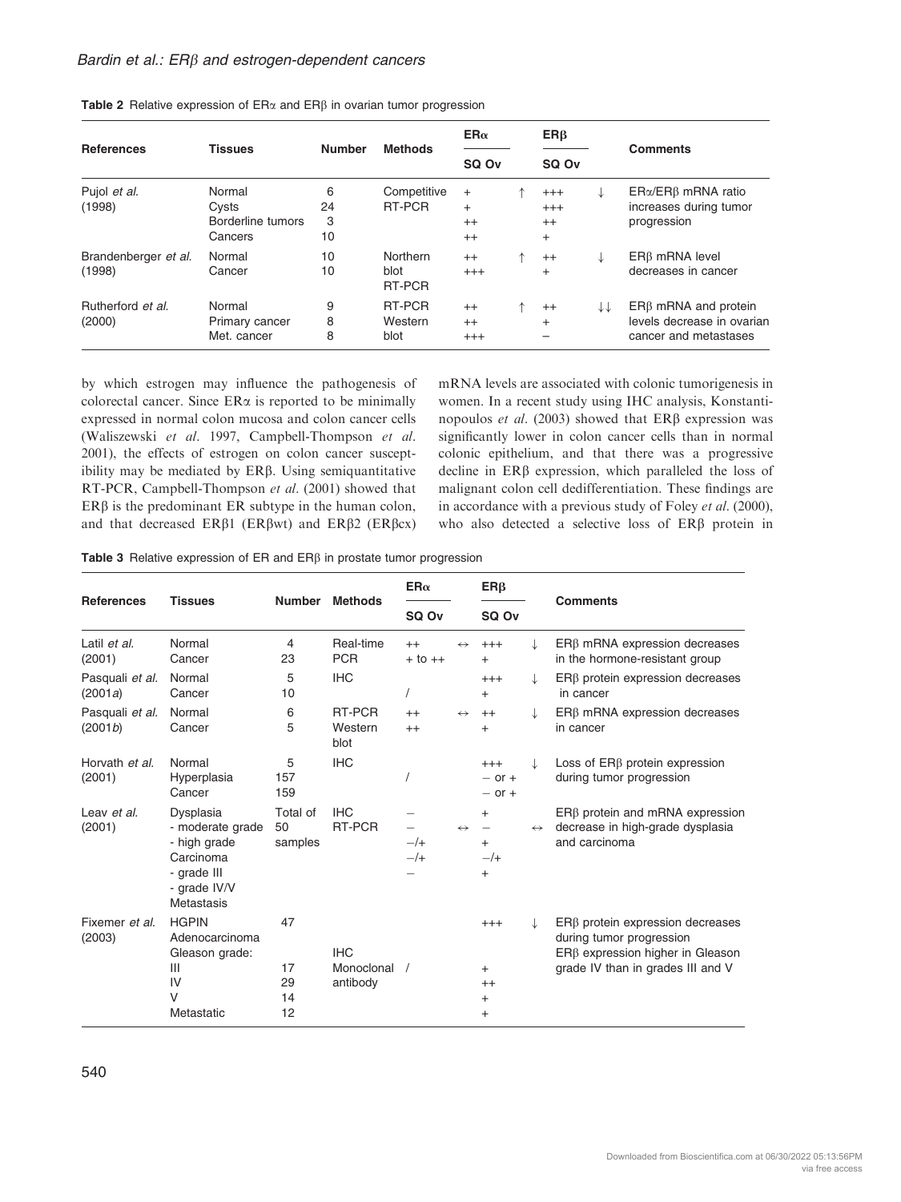**Table 2** Relative expression of ERα and ERβ in ovarian tumor progression

| References | Tissues | Number | Methods | ERα SQ | ERα Ov | ERβ SQ | ERβ Ov | Comments |
|---|---|---|---|---|---|---|---|---|
| Pujol *et al.* (1998) | Normal | 6 | Competitive RT-PCR | + | ↑ | +++ | ↓ | ERα/ERβ mRNA ratio increases during tumor progression |
| | Cysts | 24 | | + | | +++ | | |
| | Borderline tumors | 3 | | ++ | | ++ | | |
| | Cancers | 10 | | ++ | | + | | |
| Brandenberger *et al.* (1998) | Normal | 10 | Northern blot RT-PCR | ++ | ↑ | ++ | ↓ | ERβ mRNA level decreases in cancer |
| | Cancer | 10 | | +++ | | + | | |
| Rutherford *et al.* (2000) | Normal | 9 | RT-PCR Western blot | ++ | ↑ | ++ | ↓↓ | ERβ mRNA and protein levels decrease in ovarian cancer and metastases |
| | Primary cancer | 8 | | ++ | | + | | |
| | Met. cancer | 8 | | +++ | | – | | |

by which estrogen may influence the pathogenesis of colorectal cancer. Since ERα is reported to be minimally expressed in normal colon mucosa and colon cancer cells (Waliszewski *et al.* 1997, Campbell-Thompson *et al.* 2001), the effects of estrogen on colon cancer susceptibility may be mediated by ERβ. Using semiquantitative RT-PCR, Campbell-Thompson *et al.* (2001) showed that ERβ is the predominant ER subtype in the human colon, and that decreased ERβ1 (ERβwt) and ERβ2 (ERβcx) mRNA levels are associated with colonic tumorigenesis in women. In a recent study using IHC analysis, Konstantinopoulos *et al.* (2003) showed that ERβ expression was significantly lower in colon cancer cells than in normal colonic epithelium, and that there was a progressive decline in ERβ expression, which paralleled the loss of malignant colon cell dedifferentiation. These findings are in accordance with a previous study of Foley *et al.* (2000), who also detected a selective loss of ERβ protein in

**Table 3** Relative expression of ER and ERβ in prostate tumor progression

| References | Tissues | Number | Methods | ERα SQ | ERα Ov | ERβ SQ | ERβ Ov | Comments |
|---|---|---|---|---|---|---|---|---|
| Latil *et al.* (2001) | Normal | 4 | Real-time PCR | ++ | ↔ | +++ | ↓ | ERβ mRNA expression decreases in the hormone-resistant group |
| | Cancer | 23 | | + to ++ | | + | | |
| Pasquali *et al.* (2001*a*) | Normal | 5 | IHC | / | | +++ | ↓ | ERβ protein expression decreases in cancer |
| | Cancer | 10 | | | | + | | |
| Pasquali *et al.* (2001*b*) | Normal | 6 | RT-PCR Western blot | ++ | ↔ | ++ | ↓ | ERβ mRNA expression decreases in cancer |
| | Cancer | 5 | | ++ | | + | | |
| Horvath *et al.* (2001) | Normal | 5 | IHC | / | | +++ | ↓ | Loss of ERβ protein expression during tumor progression |
| | Hyperplasia | 157 | | | | – or + | | |
| | Cancer | 159 | | | | – or + | | |
| Leav *et al.* (2001) | Dysplasia | Total of 50 samples | IHC RT-PCR | | ↔ | | ↔ | ERβ protein and mRNA expression decrease in high-grade dysplasia and carcinoma |
| | - moderate grade | | | – | | + | | |
| | - high grade | | | – | | – | | |
| | Carcinoma | | | | | | | |
| | - grade III | | | –/+ | | + | | |
| | - grade IV/V | | | –/+ | | –/+ | | |
| | Metastasis | | | – | | + | | |
| Fixemer *et al.* (2003) | HGPIN | 47 | IHC Monoclonal antibody | / | | +++ | ↓ | ERβ protein expression decreases during tumor progression. ERβ expression higher in Gleason grade IV than in grades III and V |
| | Adenocarcinoma | | | | | | | |
| | Gleason grade: | | | | | | | |
| | III | 17 | | | | + | | |
| | IV | 29 | | | | ++ | | |
| | V | 14 | | | | + | | |
| | Metastatic | 12 | | | | + | | |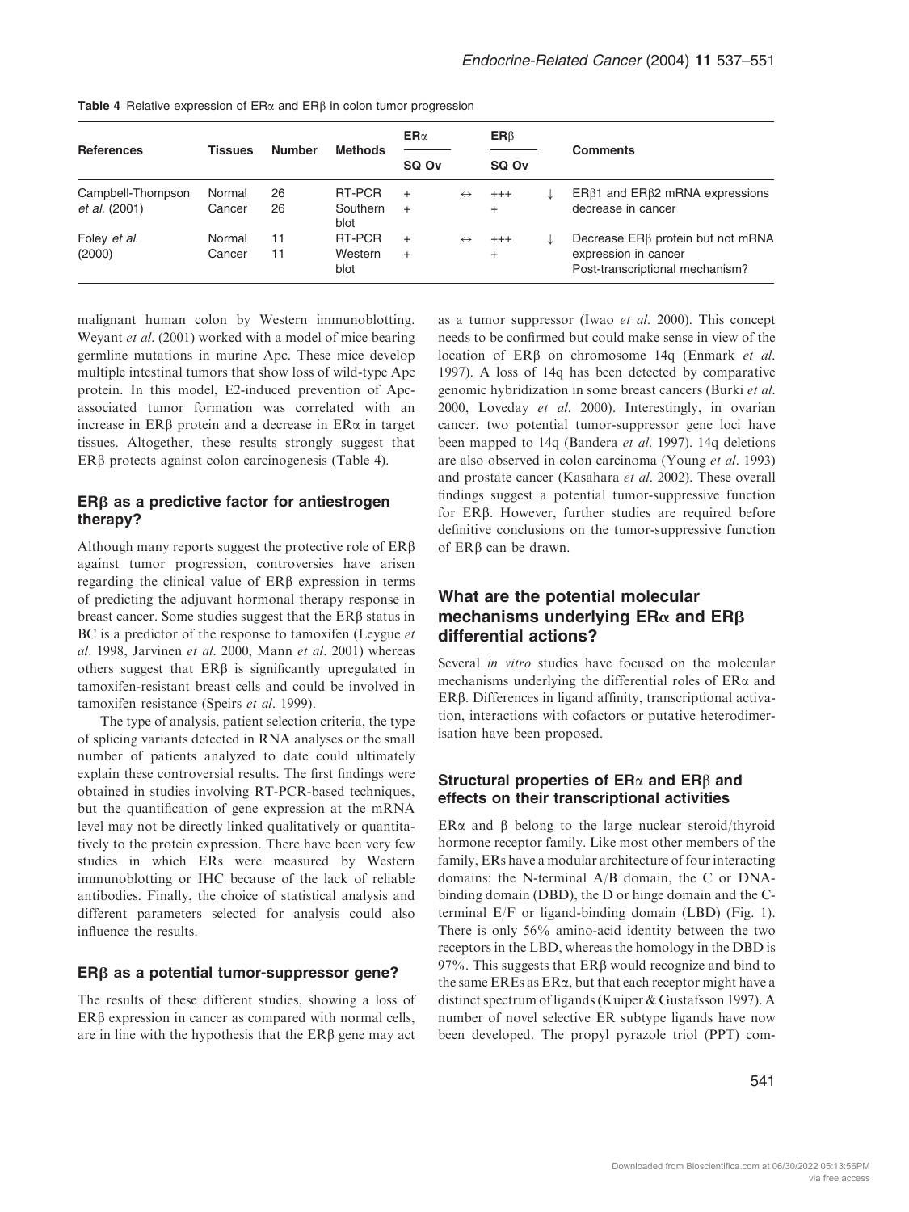**Table 4** Relative expression of ERα and ERβ in colon tumor progression

| References | Tissues | Number | Methods | ERα | | ERβ | | Comments |
|---|---|---|---|---|---|---|---|---|
| | | | | SQ | Ov | SQ | Ov | |
| Campbell-Thompson *et al.* (2001) | Normal | 26 | RT-PCR | + | ↔ | +++ | ↓ | ERβ1 and ERβ2 mRNA expressions decrease in cancer |
| | Cancer | 26 | Southern blot | + | | + | | |
| Foley *et al.* (2000) | Normal | 11 | RT-PCR | + | ↔ | +++ | ↓ | Decrease ERβ protein but not mRNA expression in cancer Post-transcriptional mechanism? |
| | Cancer | 11 | Western blot | + | | + | | |

malignant human colon by Western immunoblotting. Weyant *et al*. (2001) worked with a model of mice bearing germline mutations in murine Apc. These mice develop multiple intestinal tumors that show loss of wild-type Apc protein. In this model, E2-induced prevention of Apc-associated tumor formation was correlated with an increase in ERβ protein and a decrease in ERα in target tissues. Altogether, these results strongly suggest that ERβ protects against colon carcinogenesis (Table 4).

### ERβ as a predictive factor for antiestrogen therapy?

Although many reports suggest the protective role of ERβ against tumor progression, controversies have arisen regarding the clinical value of ERβ expression in terms of predicting the adjuvant hormonal therapy response in breast cancer. Some studies suggest that the ERβ status in BC is a predictor of the response to tamoxifen (Leygue *et al*. 1998, Jarvinen *et al*. 2000, Mann *et al*. 2001) whereas others suggest that ERβ is significantly upregulated in tamoxifen-resistant breast cells and could be involved in tamoxifen resistance (Speirs *et al*. 1999).

The type of analysis, patient selection criteria, the type of splicing variants detected in RNA analyses or the small number of patients analyzed to date could ultimately explain these controversial results. The first findings were obtained in studies involving RT-PCR-based techniques, but the quantification of gene expression at the mRNA level may not be directly linked qualitatively or quantitatively to the protein expression. There have been very few studies in which ERs were measured by Western immunoblotting or IHC because of the lack of reliable antibodies. Finally, the choice of statistical analysis and different parameters selected for analysis could also influence the results.

### ERβ as a potential tumor-suppressor gene?

The results of these different studies, showing a loss of ERβ expression in cancer as compared with normal cells, are in line with the hypothesis that the ERβ gene may act as a tumor suppressor (Iwao *et al*. 2000). This concept needs to be confirmed but could make sense in view of the location of ERβ on chromosome 14q (Enmark *et al*. 1997). A loss of 14q has been detected by comparative genomic hybridization in some breast cancers (Burki *et al*. 2000, Loveday *et al*. 2000). Interestingly, in ovarian cancer, two potential tumor-suppressor gene loci have been mapped to 14q (Bandera *et al*. 1997). 14q deletions are also observed in colon carcinoma (Young *et al*. 1993) and prostate cancer (Kasahara *et al*. 2002). These overall findings suggest a potential tumor-suppressive function for ERβ. However, further studies are required before definitive conclusions on the tumor-suppressive function of ERβ can be drawn.

## What are the potential molecular mechanisms underlying ERα and ERβ differential actions?

Several *in vitro* studies have focused on the molecular mechanisms underlying the differential roles of ERα and ERβ. Differences in ligand affinity, transcriptional activation, interactions with cofactors or putative heterodimerisation have been proposed.

### Structural properties of ERα and ERβ and effects on their transcriptional activities

ERα and β belong to the large nuclear steroid/thyroid hormone receptor family. Like most other members of the family, ERs have a modular architecture of four interacting domains: the N-terminal A/B domain, the C or DNA-binding domain (DBD), the D or hinge domain and the C-terminal E/F or ligand-binding domain (LBD) (Fig. 1). There is only 56% amino-acid identity between the two receptors in the LBD, whereas the homology in the DBD is 97%. This suggests that ERβ would recognize and bind to the same EREs as ERα, but that each receptor might have a distinct spectrum of ligands (Kuiper & Gustafsson 1997). A number of novel selective ER subtype ligands have now been developed. The propyl pyrazole triol (PPT) com-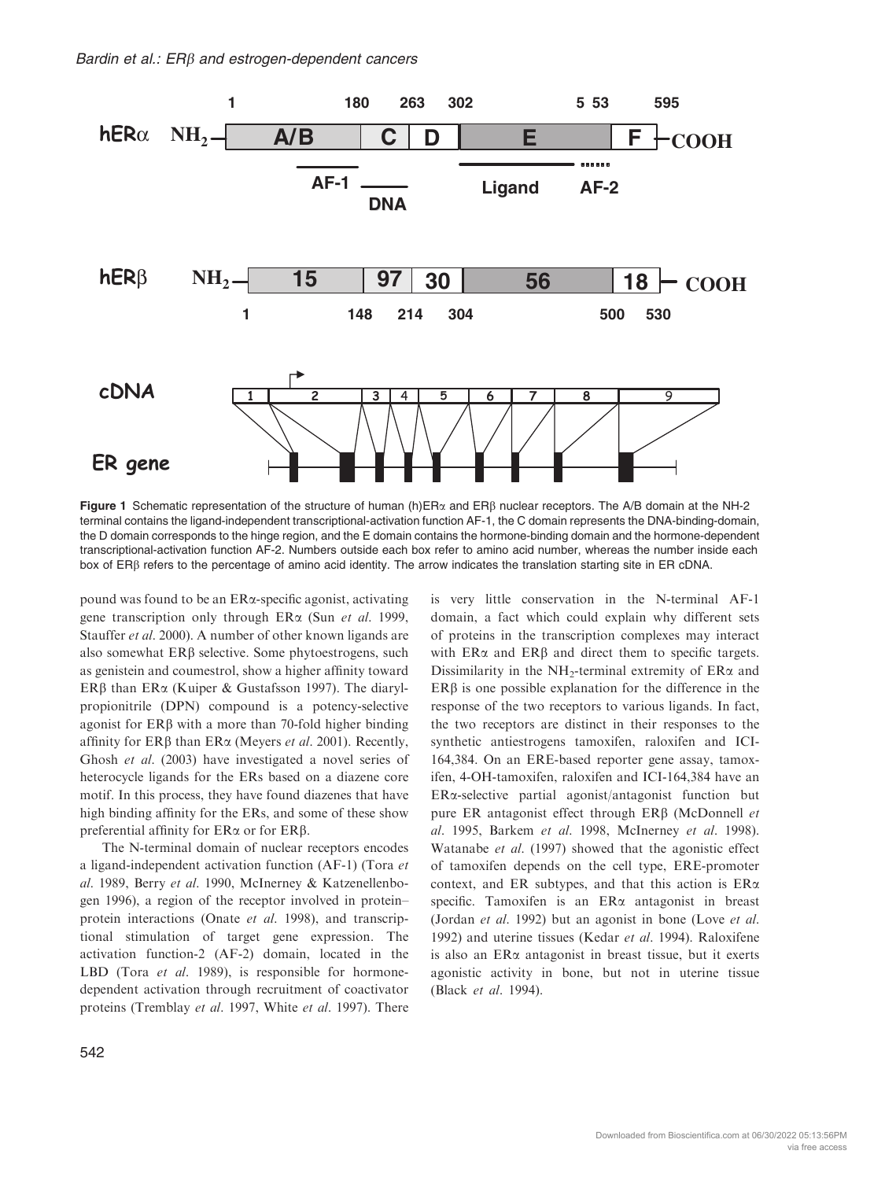**Figure 1** Schematic representation of the structure of human (h)ERα and ERβ nuclear receptors. The A/B domain at the NH-2 terminal contains the ligand-independent transcriptional-activation function AF-1, the C domain represents the DNA-binding-domain, the D domain corresponds to the hinge region, and the E domain contains the hormone-binding domain and the hormone-dependent transcriptional-activation function AF-2. Numbers outside each box refer to amino acid number, whereas the number inside each box of ERβ refers to the percentage of amino acid identity. The arrow indicates the translation starting site in ER cDNA.

pound was found to be an ERα-specific agonist, activating gene transcription only through ERα (Sun *et al*. 1999, Stauffer *et al*. 2000). A number of other known ligands are also somewhat ERβ selective. Some phytoestrogens, such as genistein and coumestrol, show a higher affinity toward ERβ than ERα (Kuiper & Gustafsson 1997). The diarylpropionitrile (DPN) compound is a potency-selective agonist for ERβ with a more than 70-fold higher binding affinity for ERβ than ERα (Meyers *et al*. 2001). Recently, Ghosh *et al*. (2003) have investigated a novel series of heterocycle ligands for the ERs based on a diazene core motif. In this process, they have found diazenes that have high binding affinity for the ERs, and some of these show preferential affinity for ERα or for ERβ.

The N-terminal domain of nuclear receptors encodes a ligand-independent activation function (AF-1) (Tora *et al*. 1989, Berry *et al*. 1990, McInerney & Katzenellenbogen 1996), a region of the receptor involved in protein–protein interactions (Onate *et al*. 1998), and transcriptional stimulation of target gene expression. The activation function-2 (AF-2) domain, located in the LBD (Tora *et al*. 1989), is responsible for hormone-dependent activation through recruitment of coactivator proteins (Tremblay *et al*. 1997, White *et al*. 1997). There is very little conservation in the N-terminal AF-1 domain, a fact which could explain why different sets of proteins in the transcription complexes may interact with ERα and ERβ and direct them to specific targets. Dissimilarity in the $NH_2$-terminal extremity of ERα and ERβ is one possible explanation for the difference in the response of the two receptors to various ligands. In fact, the two receptors are distinct in their responses to the synthetic antiestrogens tamoxifen, raloxifen and ICI-164,384. On an ERE-based reporter gene assay, tamoxifen, 4-OH-tamoxifen, raloxifen and ICI-164,384 have an ERα-selective partial agonist/antagonist function but pure ER antagonist effect through ERβ (McDonnell *et al*. 1995, Barkem *et al*. 1998, McInerney *et al*. 1998). Watanabe *et al*. (1997) showed that the agonistic effect of tamoxifen depends on the cell type, ERE-promoter context, and ER subtypes, and that this action is ERα specific. Tamoxifen is an ERα antagonist in breast (Jordan *et al*. 1992) but an agonist in bone (Love *et al*. 1992) and uterine tissues (Kedar *et al*. 1994). Raloxifene is also an ERα antagonist in breast tissue, but it exerts agonistic activity in bone, but not in uterine tissue (Black *et al*. 1994).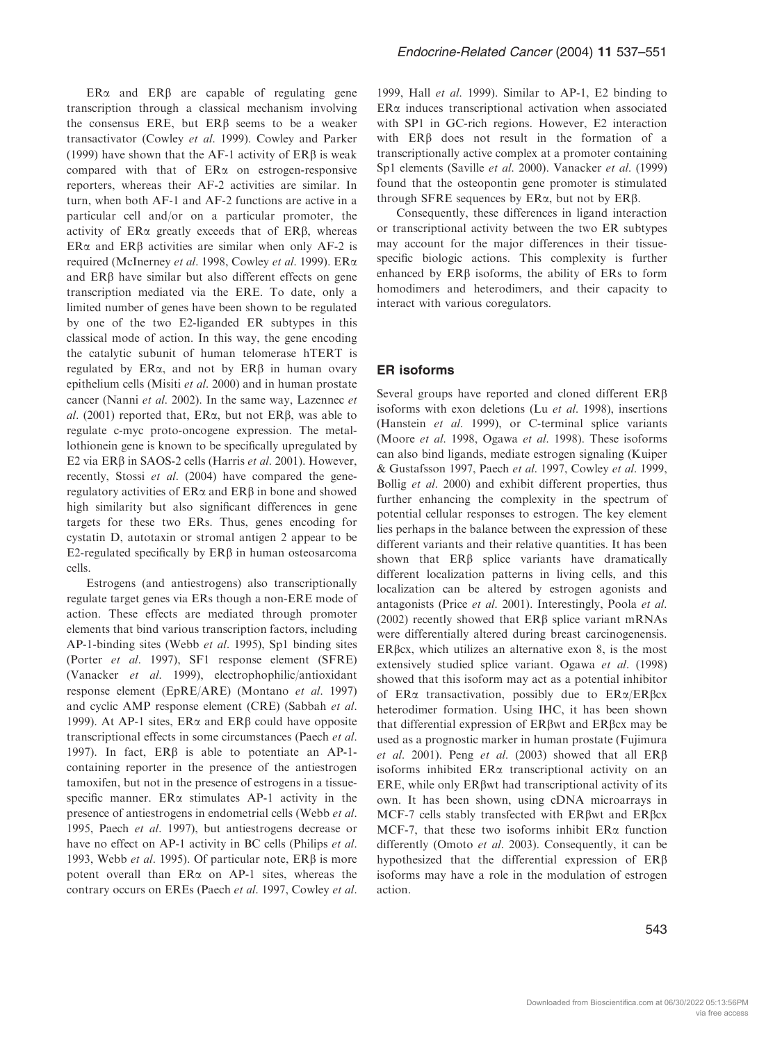ERα and ERβ are capable of regulating gene transcription through a classical mechanism involving the consensus ERE, but ERβ seems to be a weaker transactivator (Cowley *et al.* 1999). Cowley and Parker (1999) have shown that the AF-1 activity of ERβ is weak compared with that of ERα on estrogen-responsive reporters, whereas their AF-2 activities are similar. In turn, when both AF-1 and AF-2 functions are active in a particular cell and/or on a particular promoter, the activity of ERα greatly exceeds that of ERβ, whereas ERα and ERβ activities are similar when only AF-2 is required (McInerney *et al.* 1998, Cowley *et al.* 1999). ERα and ERβ have similar but also different effects on gene transcription mediated via the ERE. To date, only a limited number of genes have been shown to be regulated by one of the two E2-liganded ER subtypes in this classical mode of action. In this way, the gene encoding the catalytic subunit of human telomerase hTERT is regulated by ERα, and not by ERβ in human ovary epithelium cells (Misiti *et al.* 2000) and in human prostate cancer (Nanni *et al.* 2002). In the same way, Lazennec *et al.* (2001) reported that, ERα, but not ERβ, was able to regulate c-myc proto-oncogene expression. The metallothionein gene is known to be specifically upregulated by E2 via ERβ in SAOS-2 cells (Harris *et al.* 2001). However, recently, Stossi *et al.* (2004) have compared the gene-regulatory activities of ERα and ERβ in bone and showed high similarity but also significant differences in gene targets for these two ERs. Thus, genes encoding for cystatin D, autotaxin or stromal antigen 2 appear to be E2-regulated specifically by ERβ in human osteosarcoma cells.

Estrogens (and antiestrogens) also transcriptionally regulate target genes via ERs though a non-ERE mode of action. These effects are mediated through promoter elements that bind various transcription factors, including AP-1-binding sites (Webb *et al.* 1995), Sp1 binding sites (Porter *et al.* 1997), SF1 response element (SFRE) (Vanacker *et al.* 1999), electrophophilic/antioxidant response element (EpRE/ARE) (Montano *et al.* 1997) and cyclic AMP response element (CRE) (Sabbah *et al.* 1999). At AP-1 sites, ERα and ERβ could have opposite transcriptional effects in some circumstances (Paech *et al.* 1997). In fact, ERβ is able to potentiate an AP-1-containing reporter in the presence of the antiestrogen tamoxifen, but not in the presence of estrogens in a tissue-specific manner. ERα stimulates AP-1 activity in the presence of antiestrogens in endometrial cells (Webb *et al.* 1995, Paech *et al.* 1997), but antiestrogens decrease or have no effect on AP-1 activity in BC cells (Philips *et al.* 1993, Webb *et al.* 1995). Of particular note, ERβ is more potent overall than ERα on AP-1 sites, whereas the contrary occurs on EREs (Paech *et al.* 1997, Cowley *et al.* 1999, Hall *et al.* 1999). Similar to AP-1, E2 binding to ERα induces transcriptional activation when associated with SP1 in GC-rich regions. However, E2 interaction with ERβ does not result in the formation of a transcriptionally active complex at a promoter containing Sp1 elements (Saville *et al.* 2000). Vanacker *et al.* (1999) found that the osteopontin gene promoter is stimulated through SFRE sequences by ERα, but not by ERβ.

Consequently, these differences in ligand interaction or transcriptional activity between the two ER subtypes may account for the major differences in their tissue-specific biologic actions. This complexity is further enhanced by ERβ isoforms, the ability of ERs to form homodimers and heterodimers, and their capacity to interact with various coregulators.

## ER isoforms

Several groups have reported and cloned different ERβ isoforms with exon deletions (Lu *et al.* 1998), insertions (Hanstein *et al.* 1999), or C-terminal splice variants (Moore *et al.* 1998, Ogawa *et al.* 1998). These isoforms can also bind ligands, mediate estrogen signaling (Kuiper & Gustafsson 1997, Paech *et al.* 1997, Cowley *et al.* 1999, Bollig *et al.* 2000) and exhibit different properties, thus further enhancing the complexity in the spectrum of potential cellular responses to estrogen. The key element lies perhaps in the balance between the expression of these different variants and their relative quantities. It has been shown that ERβ splice variants have dramatically different localization patterns in living cells, and this localization can be altered by estrogen agonists and antagonists (Price *et al.* 2001). Interestingly, Poola *et al.* (2002) recently showed that ERβ splice variant mRNAs were differentially altered during breast carcinogenensis. ERβcx, which utilizes an alternative exon 8, is the most extensively studied splice variant. Ogawa *et al.* (1998) showed that this isoform may act as a potential inhibitor of ERα transactivation, possibly due to ERα/ERβcx heterodimer formation. Using IHC, it has been shown that differential expression of ERβwt and ERβcx may be used as a prognostic marker in human prostate (Fujimura *et al.* 2001). Peng *et al.* (2003) showed that all ERβ isoforms inhibited ERα transcriptional activity on an ERE, while only ERβwt had transcriptional activity of its own. It has been shown, using cDNA microarrays in MCF-7 cells stably transfected with ERβwt and ERβcx MCF-7, that these two isoforms inhibit ERα function differently (Omoto *et al.* 2003). Consequently, it can be hypothesized that the differential expression of ERβ isoforms may have a role in the modulation of estrogen action.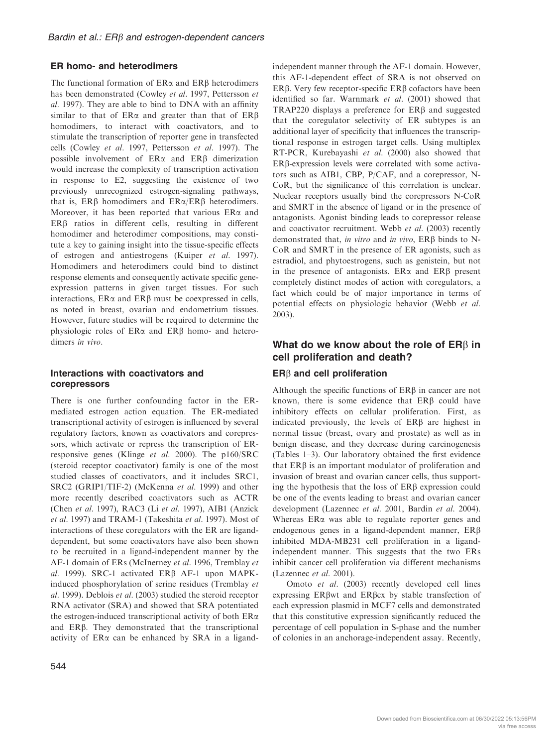### ER homo- and heterodimers

The functional formation of ERα and ERβ heterodimers has been demonstrated (Cowley *et al*. 1997, Pettersson *et al*. 1997). They are able to bind to DNA with an affinity similar to that of ERα and greater than that of ERβ homodimers, to interact with coactivators, and to stimulate the transcription of reporter gene in transfected cells (Cowley *et al*. 1997, Pettersson *et al*. 1997). The possible involvement of ERα and ERβ dimerization would increase the complexity of transcription activation in response to E2, suggesting the existence of two previously unrecognized estrogen-signaling pathways, that is, ERβ homodimers and ERα/ERβ heterodimers. Moreover, it has been reported that various ERα and ERβ ratios in different cells, resulting in different homodimer and heterodimer compositions, may constitute a key to gaining insight into the tissue-specific effects of estrogen and antiestrogens (Kuiper *et al*. 1997). Homodimers and heterodimers could bind to distinct response elements and consequently activate specific gene-expression patterns in given target tissues. For such interactions, ERα and ERβ must be coexpressed in cells, as noted in breast, ovarian and endometrium tissues. However, future studies will be required to determine the physiologic roles of ERα and ERβ homo- and heterodimers *in vivo*.

### Interactions with coactivators and corepressors

There is one further confounding factor in the ER-mediated estrogen action equation. The ER-mediated transcriptional activity of estrogen is influenced by several regulatory factors, known as coactivators and corepressors, which activate or repress the transcription of ER-responsive genes (Klinge *et al*. 2000). The p160/SRC (steroid receptor coactivator) family is one of the most studied classes of coactivators, and it includes SRC1, SRC2 (GRIP1/TIF-2) (McKenna *et al*. 1999) and other more recently described coactivators such as ACTR (Chen *et al*. 1997), RAC3 (Li *et al*. 1997), AIB1 (Anzick *et al*. 1997) and TRAM-1 (Takeshita *et al*. 1997). Most of interactions of these coregulators with the ER are ligand-dependent, but some coactivators have also been shown to be recruited in a ligand-independent manner by the AF-1 domain of ERs (McInerney *et al*. 1996, Tremblay *et al*. 1999). SRC-1 activated ERβ AF-1 upon MAPK-induced phosphorylation of serine residues (Tremblay *et al*. 1999). Deblois *et al*. (2003) studied the steroid receptor RNA activator (SRA) and showed that SRA potentiated the estrogen-induced transcriptional activity of both ERα and ERβ. They demonstrated that the transcriptional activity of ERα can be enhanced by SRA in a ligand-independent manner through the AF-1 domain. However, this AF-1-dependent effect of SRA is not observed on ERβ. Very few receptor-specific ERβ cofactors have been identified so far. Warnmark *et al*. (2001) showed that TRAP220 displays a preference for ERβ and suggested that the coregulator selectivity of ER subtypes is an additional layer of specificity that influences the transcriptional response in estrogen target cells. Using multiplex RT-PCR, Kurebayashi *et al*. (2000) also showed that ERβ-expression levels were correlated with some activators such as AIB1, CBP, P/CAF, and a corepressor, N-CoR, but the significance of this correlation is unclear. Nuclear receptors usually bind the corepressors N-CoR and SMRT in the absence of ligand or in the presence of antagonists. Agonist binding leads to corepressor release and coactivator recruitment. Webb *et al*. (2003) recently demonstrated that, *in vitro* and *in vivo*, ERβ binds to N-CoR and SMRT in the presence of ER agonists, such as estradiol, and phytoestrogens, such as genistein, but not in the presence of antagonists. ERα and ERβ present completely distinct modes of action with coregulators, a fact which could be of major importance in terms of potential effects on physiologic behavior (Webb *et al*. 2003).

## What do we know about the role of ERβ in cell proliferation and death?

### ERβ and cell proliferation

Although the specific functions of ERβ in cancer are not known, there is some evidence that ERβ could have inhibitory effects on cellular proliferation. First, as indicated previously, the levels of ERβ are highest in normal tissue (breast, ovary and prostate) as well as in benign disease, and they decrease during carcinogenesis (Tables 1–3). Our laboratory obtained the first evidence that ERβ is an important modulator of proliferation and invasion of breast and ovarian cancer cells, thus supporting the hypothesis that the loss of ERβ expression could be one of the events leading to breast and ovarian cancer development (Lazennec *et al*. 2001, Bardin *et al*. 2004). Whereas ERα was able to regulate reporter genes and endogenous genes in a ligand-dependent manner, ERβ inhibited MDA-MB231 cell proliferation in a ligand-independent manner. This suggests that the two ERs inhibit cancer cell proliferation via different mechanisms (Lazennec *et al*. 2001).

Omoto *et al*. (2003) recently developed cell lines expressing ERβwt and ERβcx by stable transfection of each expression plasmid in MCF7 cells and demonstrated that this constitutive expression significantly reduced the percentage of cell population in S-phase and the number of colonies in an anchorage-independent assay. Recently,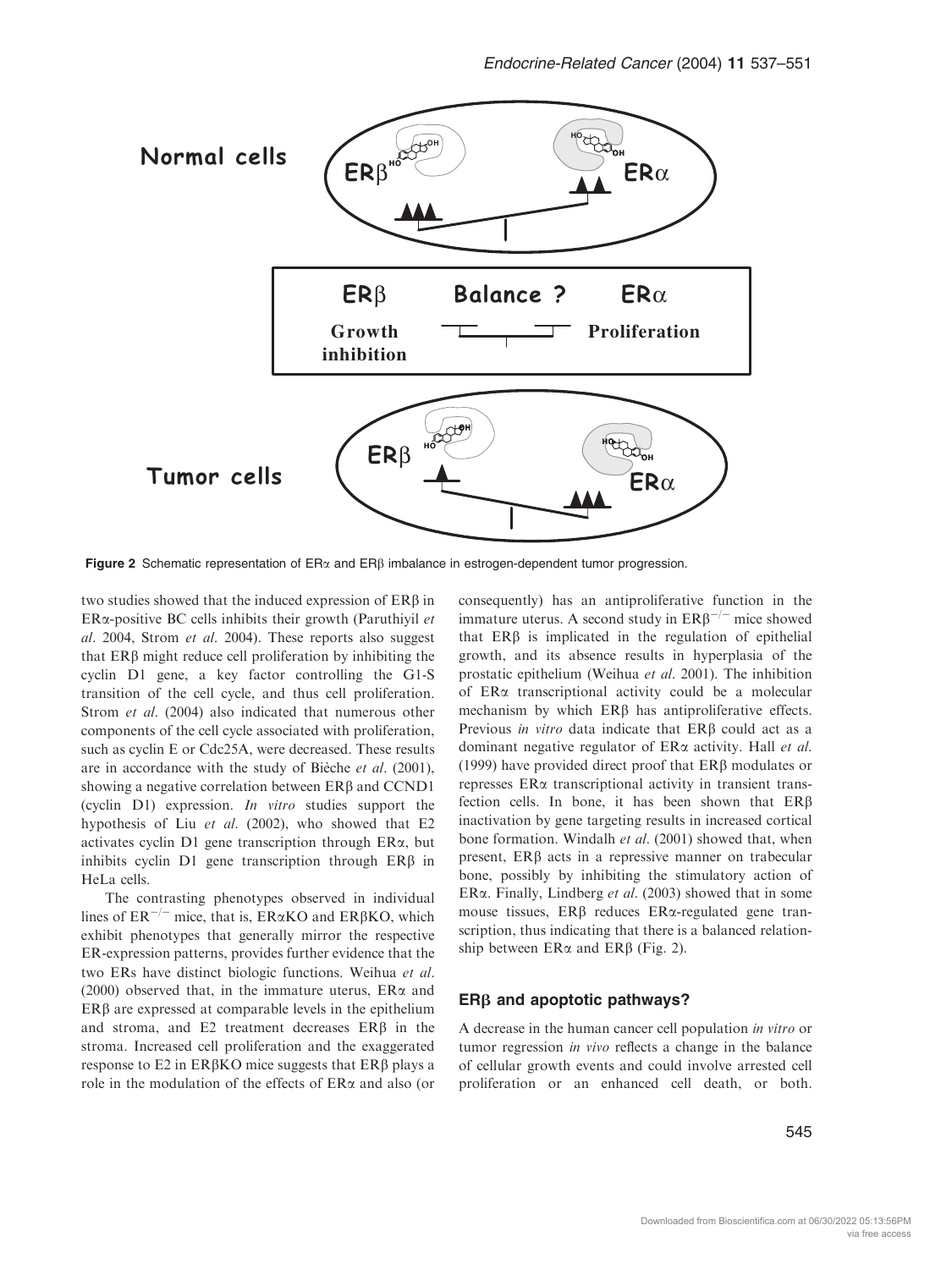**Figure 2** Schematic representation of ERα and ERβ imbalance in estrogen-dependent tumor progression.

two studies showed that the induced expression of ERβ in ERα-positive BC cells inhibits their growth (Paruthiyil *et al*. 2004, Strom *et al*. 2004). These reports also suggest that ERβ might reduce cell proliferation by inhibiting the cyclin D1 gene, a key factor controlling the G1-S transition of the cell cycle, and thus cell proliferation. Strom *et al*. (2004) also indicated that numerous other components of the cell cycle associated with proliferation, such as cyclin E or Cdc25A, were decreased. These results are in accordance with the study of Bièche *et al*. (2001), showing a negative correlation between ERβ and CCND1 (cyclin D1) expression. *In vitro* studies support the hypothesis of Liu *et al*. (2002), who showed that E2 activates cyclin D1 gene transcription through ERα, but inhibits cyclin D1 gene transcription through ERβ in HeLa cells.

The contrasting phenotypes observed in individual lines of $ER^{-/-}$ mice, that is, ERαKO and ERβKO, which exhibit phenotypes that generally mirror the respective ER-expression patterns, provides further evidence that the two ERs have distinct biologic functions. Weihua *et al*. (2000) observed that, in the immature uterus, ERα and ERβ are expressed at comparable levels in the epithelium and stroma, and E2 treatment decreases ERβ in the stroma. Increased cell proliferation and the exaggerated response to E2 in ERβKO mice suggests that ERβ plays a role in the modulation of the effects of ERα and also (or consequently) has an antiproliferative function in the immature uterus. A second study in $ER\beta^{-/-}$ mice showed that ERβ is implicated in the regulation of epithelial growth, and its absence results in hyperplasia of the prostatic epithelium (Weihua *et al*. 2001). The inhibition of ERα transcriptional activity could be a molecular mechanism by which ERβ has antiproliferative effects. Previous *in vitro* data indicate that ERβ could act as a dominant negative regulator of ERα activity. Hall *et al*. (1999) have provided direct proof that ERβ modulates or represses ERα transcriptional activity in transient transfection cells. In bone, it has been shown that ERβ inactivation by gene targeting results in increased cortical bone formation. Windalh *et al*. (2001) showed that, when present, ERβ acts in a repressive manner on trabecular bone, possibly by inhibiting the stimulatory action of ERα. Finally, Lindberg *et al*. (2003) showed that in some mouse tissues, ERβ reduces ERα-regulated gene transcription, thus indicating that there is a balanced relationship between ERα and ERβ (Fig. 2).

### ERβ and apoptotic pathways?

A decrease in the human cancer cell population *in vitro* or tumor regression *in vivo* reflects a change in the balance of cellular growth events and could involve arrested cell proliferation or an enhanced cell death, or both.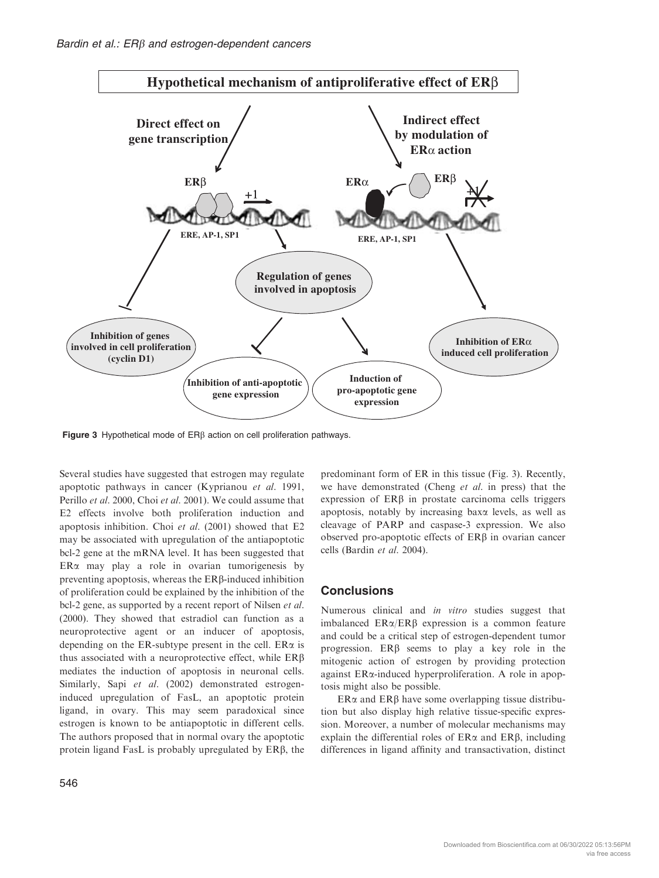**Figure 3** Hypothetical mode of ERβ action on cell proliferation pathways.

Several studies have suggested that estrogen may regulate apoptotic pathways in cancer (Kyprianou *et al.* 1991, Perillo *et al.* 2000, Choi *et al.* 2001). We could assume that E2 effects involve both proliferation induction and apoptosis inhibition. Choi *et al.* (2001) showed that E2 may be associated with upregulation of the antiapoptotic bcl-2 gene at the mRNA level. It has been suggested that ERα may play a role in ovarian tumorigenesis by preventing apoptosis, whereas the ERβ-induced inhibition of proliferation could be explained by the inhibition of the bcl-2 gene, as supported by a recent report of Nilsen *et al.* (2000). They showed that estradiol can function as a neuroprotective agent or an inducer of apoptosis, depending on the ER-subtype present in the cell. ERα is thus associated with a neuroprotective effect, while ERβ mediates the induction of apoptosis in neuronal cells. Similarly, Sapi *et al.* (2002) demonstrated estrogen-induced upregulation of FasL, an apoptotic protein ligand, in ovary. This may seem paradoxical since estrogen is known to be antiapoptotic in different cells. The authors proposed that in normal ovary the apoptotic protein ligand FasL is probably upregulated by ERβ, the predominant form of ER in this tissue (Fig. 3). Recently, we have demonstrated (Cheng *et al.* in press) that the expression of ERβ in prostate carcinoma cells triggers apoptosis, notably by increasing baxα levels, as well as cleavage of PARP and caspase-3 expression. We also observed pro-apoptotic effects of ERβ in ovarian cancer cells (Bardin *et al.* 2004).

## Conclusions

Numerous clinical and *in vitro* studies suggest that imbalanced ERα/ERβ expression is a common feature and could be a critical step of estrogen-dependent tumor progression. ERβ seems to play a key role in the mitogenic action of estrogen by providing protection against ERα-induced hyperproliferation. A role in apoptosis might also be possible.

ERα and ERβ have some overlapping tissue distribution but also display high relative tissue-specific expression. Moreover, a number of molecular mechanisms may explain the differential roles of ERα and ERβ, including differences in ligand affinity and transactivation, distinct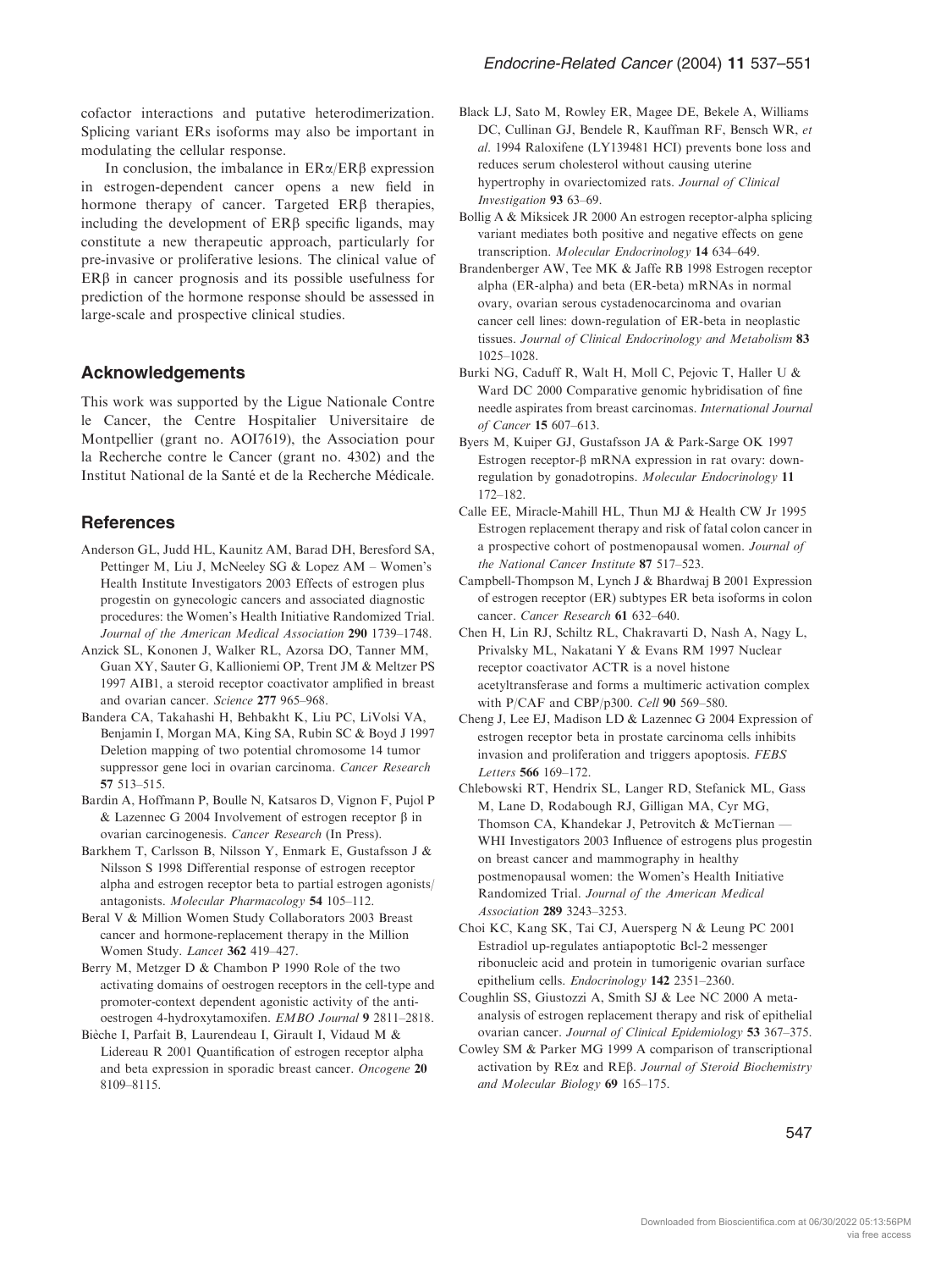cofactor interactions and putative heterodimerization. Splicing variant ERs isoforms may also be important in modulating the cellular response.

In conclusion, the imbalance in ERα/ERβ expression in estrogen-dependent cancer opens a new field in hormone therapy of cancer. Targeted ERβ therapies, including the development of ERβ specific ligands, may constitute a new therapeutic approach, particularly for pre-invasive or proliferative lesions. The clinical value of ERβ in cancer prognosis and its possible usefulness for prediction of the hormone response should be assessed in large-scale and prospective clinical studies.

## Acknowledgements

This work was supported by the Ligue Nationale Contre le Cancer, the Centre Hospitalier Universitaire de Montpellier (grant no. AOI7619), the Association pour la Recherche contre le Cancer (grant no. 4302) and the Institut National de la Santé et de la Recherche Médicale.

## References

Anderson GL, Judd HL, Kaunitz AM, Barad DH, Beresford SA, Pettinger M, Liu J, McNeeley SG & Lopez AM – Women's Health Institute Investigators 2003 Effects of estrogen plus progestin on gynecologic cancers and associated diagnostic procedures: the Women's Health Initiative Randomized Trial. *Journal of the American Medical Association* **290** 1739–1748.

Anzick SL, Kononen J, Walker RL, Azorsa DO, Tanner MM, Guan XY, Sauter G, Kallioniemi OP, Trent JM & Meltzer PS 1997 AIB1, a steroid receptor coactivator amplified in breast and ovarian cancer. *Science* **277** 965–968.

Bandera CA, Takahashi H, Behbakht K, Liu PC, LiVolsi VA, Benjamin I, Morgan MA, King SA, Rubin SC & Boyd J 1997 Deletion mapping of two potential chromosome 14 tumor suppressor gene loci in ovarian carcinoma. *Cancer Research* **57** 513–515.

Bardin A, Hoffmann P, Boulle N, Katsaros D, Vignon F, Pujol P & Lazennec G 2004 Involvement of estrogen receptor β in ovarian carcinogenesis. *Cancer Research* (In Press).

Barkhem T, Carlsson B, Nilsson Y, Enmark E, Gustafsson J & Nilsson S 1998 Differential response of estrogen receptor alpha and estrogen receptor beta to partial estrogen agonists/antagonists. *Molecular Pharmacology* **54** 105–112.

Beral V & Million Women Study Collaborators 2003 Breast cancer and hormone-replacement therapy in the Million Women Study. *Lancet* **362** 419–427.

Berry M, Metzger D & Chambon P 1990 Role of the two activating domains of oestrogen receptors in the cell-type and promoter-context dependent agonistic activity of the anti-oestrogen 4-hydroxytamoxifen. *EMBO Journal* **9** 2811–2818.

Bièche I, Parfait B, Laurendeau I, Girault I, Vidaud M & Lidereau R 2001 Quantification of estrogen receptor alpha and beta expression in sporadic breast cancer. *Oncogene* **20** 8109–8115.

Black LJ, Sato M, Rowley ER, Magee DE, Bekele A, Williams DC, Cullinan GJ, Bendele R, Kauffman RF, Bensch WR, *et al*. 1994 Raloxifene (LY139481 HCI) prevents bone loss and reduces serum cholesterol without causing uterine hypertrophy in ovariectomized rats. *Journal of Clinical Investigation* **93** 63–69.

Bollig A & Miksicek JR 2000 An estrogen receptor-alpha splicing variant mediates both positive and negative effects on gene transcription. *Molecular Endocrinology* **14** 634–649.

Brandenberger AW, Tee MK & Jaffe RB 1998 Estrogen receptor alpha (ER-alpha) and beta (ER-beta) mRNAs in normal ovary, ovarian serous cystadenocarcinoma and ovarian cancer cell lines: down-regulation of ER-beta in neoplastic tissues. *Journal of Clinical Endocrinology and Metabolism* **83** 1025–1028.

Burki NG, Caduff R, Walt H, Moll C, Pejovic T, Haller U & Ward DC 2000 Comparative genomic hybridisation of fine needle aspirates from breast carcinomas. *International Journal of Cancer* **15** 607–613.

Byers M, Kuiper GJ, Gustafsson JA & Park-Sarge OK 1997 Estrogen receptor-β mRNA expression in rat ovary: down-regulation by gonadotropins. *Molecular Endocrinology* **11** 172–182.

Calle EE, Miracle-Mahill HL, Thun MJ & Health CW Jr 1995 Estrogen replacement therapy and risk of fatal colon cancer in a prospective cohort of postmenopausal women. *Journal of the National Cancer Institute* **87** 517–523.

Campbell-Thompson M, Lynch J & Bhardwaj B 2001 Expression of estrogen receptor (ER) subtypes ER beta isoforms in colon cancer. *Cancer Research* **61** 632–640.

Chen H, Lin RJ, Schiltz RL, Chakravarti D, Nash A, Nagy L, Privalsky ML, Nakatani Y & Evans RM 1997 Nuclear receptor coactivator ACTR is a novel histone acetyltransferase and forms a multimeric activation complex with P/CAF and CBP/p300. *Cell* **90** 569–580.

Cheng J, Lee EJ, Madison LD & Lazennec G 2004 Expression of estrogen receptor beta in prostate carcinoma cells inhibits invasion and proliferation and triggers apoptosis. *FEBS Letters* **566** 169–172.

Chlebowski RT, Hendrix SL, Langer RD, Stefanick ML, Gass M, Lane D, Rodabough RJ, Gilligan MA, Cyr MG, Thomson CA, Khandekar J, Petrovitch & McTiernan — WHI Investigators 2003 Influence of estrogens plus progestin on breast cancer and mammography in healthy postmenopausal women: the Women's Health Initiative Randomized Trial. *Journal of the American Medical Association* **289** 3243–3253.

Choi KC, Kang SK, Tai CJ, Auersperg N & Leung PC 2001 Estradiol up-regulates antiapoptotic Bcl-2 messenger ribonucleic acid and protein in tumorigenic ovarian surface epithelium cells. *Endocrinology* **142** 2351–2360.

Coughlin SS, Giustozzi A, Smith SJ & Lee NC 2000 A meta-analysis of estrogen replacement therapy and risk of epithelial ovarian cancer. *Journal of Clinical Epidemiology* **53** 367–375.

Cowley SM & Parker MG 1999 A comparison of transcriptional activation by REα and REβ. *Journal of Steroid Biochemistry and Molecular Biology* **69** 165–175.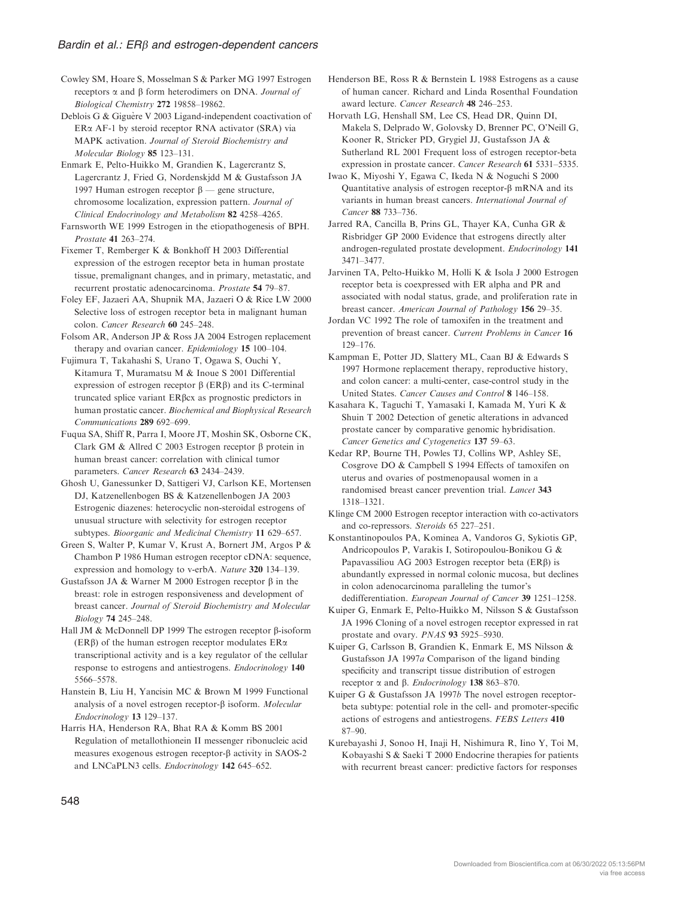Cowley SM, Hoare S, Mosselman S & Parker MG 1997 Estrogen receptors α and β form heterodimers on DNA. *Journal of Biological Chemistry* **272** 19858–19862.

Deblois G & Giguère V 2003 Ligand-independent coactivation of ERα AF-1 by steroid receptor RNA activator (SRA) via MAPK activation. *Journal of Steroid Biochemistry and Molecular Biology* **85** 123–131.

Enmark E, Pelto-Huikko M, Grandien K, Lagercrantz S, Lagercrantz J, Fried G, Nordenskjdd M & Gustafsson JA 1997 Human estrogen receptor β — gene structure, chromosome localization, expression pattern. *Journal of Clinical Endocrinology and Metabolism* **82** 4258–4265.

Farnsworth WE 1999 Estrogen in the etiopathogenesis of BPH. *Prostate* **41** 263–274.

Fixemer T, Remberger K & Bonkhoff H 2003 Differential expression of the estrogen receptor beta in human prostate tissue, premalignant changes, and in primary, metastatic, and recurrent prostatic adenocarcinoma. *Prostate* **54** 79–87.

Foley EF, Jazaeri AA, Shupnik MA, Jazaeri O & Rice LW 2000 Selective loss of estrogen receptor beta in malignant human colon. *Cancer Research* **60** 245–248.

Folsom AR, Anderson JP & Ross JA 2004 Estrogen replacement therapy and ovarian cancer. *Epidemiology* **15** 100–104.

Fujimura T, Takahashi S, Urano T, Ogawa S, Ouchi Y, Kitamura T, Muramatsu M & Inoue S 2001 Differential expression of estrogen receptor β (ERβ) and its C-terminal truncated splice variant ERβcx as prognostic predictors in human prostatic cancer. *Biochemical and Biophysical Research Communications* **289** 692–699.

Fuqua SA, Shiff R, Parra I, Moore JT, Moshin SK, Osborne CK, Clark GM & Allred C 2003 Estrogen receptor β protein in human breast cancer: correlation with clinical tumor parameters. *Cancer Research* **63** 2434–2439.

Ghosh U, Ganessunker D, Sattigeri VJ, Carlson KE, Mortensen DJ, Katzenellenbogen BS & Katzenellenbogen JA 2003 Estrogenic diazenes: heterocyclic non-steroidal estrogens of unusual structure with selectivity for estrogen receptor subtypes. *Bioorganic and Medicinal Chemistry* **11** 629–657.

Green S, Walter P, Kumar V, Krust A, Bornert JM, Argos P & Chambon P 1986 Human estrogen receptor cDNA: sequence, expression and homology to v-erbA. *Nature* **320** 134–139.

Gustafsson JA & Warner M 2000 Estrogen receptor β in the breast: role in estrogen responsiveness and development of breast cancer. *Journal of Steroid Biochemistry and Molecular Biology* **74** 245–248.

Hall JM & McDonnell DP 1999 The estrogen receptor β-isoform (ERβ) of the human estrogen receptor modulates ERα transcriptional activity and is a key regulator of the cellular response to estrogens and antiestrogens. *Endocrinology* **140** 5566–5578.

Hanstein B, Liu H, Yancisin MC & Brown M 1999 Functional analysis of a novel estrogen receptor-β isoform. *Molecular Endocrinology* **13** 129–137.

Harris HA, Henderson RA, Bhat RA & Komm BS 2001 Regulation of metallothionein II messenger ribonucleic acid measures exogenous estrogen receptor-β activity in SAOS-2 and LNCaPLN3 cells. *Endocrinology* **142** 645–652.

Henderson BE, Ross R & Bernstein L 1988 Estrogens as a cause of human cancer. Richard and Linda Rosenthal Foundation award lecture. *Cancer Research* **48** 246–253.

Horvath LG, Henshall SM, Lee CS, Head DR, Quinn DI, Makela S, Delprado W, Golovsky D, Brenner PC, O'Neill G, Kooner R, Stricker PD, Grygiel JJ, Gustafsson JA & Sutherland RL 2001 Frequent loss of estrogen receptor-beta expression in prostate cancer. *Cancer Research* **61** 5331–5335.

Iwao K, Miyoshi Y, Egawa C, Ikeda N & Noguchi S 2000 Quantitative analysis of estrogen receptor-β mRNA and its variants in human breast cancers. *International Journal of Cancer* **88** 733–736.

Jarred RA, Cancilla B, Prins GL, Thayer KA, Cunha GR & Risbridger GP 2000 Evidence that estrogens directly alter androgen-regulated prostate development. *Endocrinology* **141** 3471–3477.

Jarvinen TA, Pelto-Huikko M, Holli K & Isola J 2000 Estrogen receptor beta is coexpressed with ER alpha and PR and associated with nodal status, grade, and proliferation rate in breast cancer. *American Journal of Pathology* **156** 29–35.

Jordan VC 1992 The role of tamoxifen in the treatment and prevention of breast cancer. *Current Problems in Cancer* **16** 129–176.

Kampman E, Potter JD, Slattery ML, Caan BJ & Edwards S 1997 Hormone replacement therapy, reproductive history, and colon cancer: a multi-center, case-control study in the United States. *Cancer Causes and Control* **8** 146–158.

Kasahara K, Taguchi T, Yamasaki I, Kamada M, Yuri K & Shuin T 2002 Detection of genetic alterations in advanced prostate cancer by comparative genomic hybridisation. *Cancer Genetics and Cytogenetics* **137** 59–63.

Kedar RP, Bourne TH, Powles TJ, Collins WP, Ashley SE, Cosgrove DO & Campbell S 1994 Effects of tamoxifen on uterus and ovaries of postmenopausal women in a randomised breast cancer prevention trial. *Lancet* **343** 1318–1321.

Klinge CM 2000 Estrogen receptor interaction with co-activators and co-repressors. *Steroids* 65 227–251.

Konstantinopoulos PA, Kominea A, Vandoros G, Sykiotis GP, Andricopoulos P, Varakis I, Sotiropoulou-Bonikou G & Papavassiliou AG 2003 Estrogen receptor beta (ERβ) is abundantly expressed in normal colonic mucosa, but declines in colon adenocarcinoma paralleling the tumor's dedifferentiation. *European Journal of Cancer* **39** 1251–1258.

Kuiper G, Enmark E, Pelto-Huikko M, Nilsson S & Gustafsson JA 1996 Cloning of a novel estrogen receptor expressed in rat prostate and ovary. *PNAS* **93** 5925–5930.

Kuiper G, Carlsson B, Grandien K, Enmark E, MS Nilsson & Gustafsson JA 1997*a* Comparison of the ligand binding specificity and transcript tissue distribution of estrogen receptor α and β. *Endocrinology* **138** 863–870.

Kuiper G & Gustafsson JA 1997*b* The novel estrogen receptor-beta subtype: potential role in the cell- and promoter-specific actions of estrogens and antiestrogens. *FEBS Letters* **410** 87–90.

Kurebayashi J, Sonoo H, Inaji H, Nishimura R, Iino Y, Toi M, Kobayashi S & Saeki T 2000 Endocrine therapies for patients with recurrent breast cancer: predictive factors for responses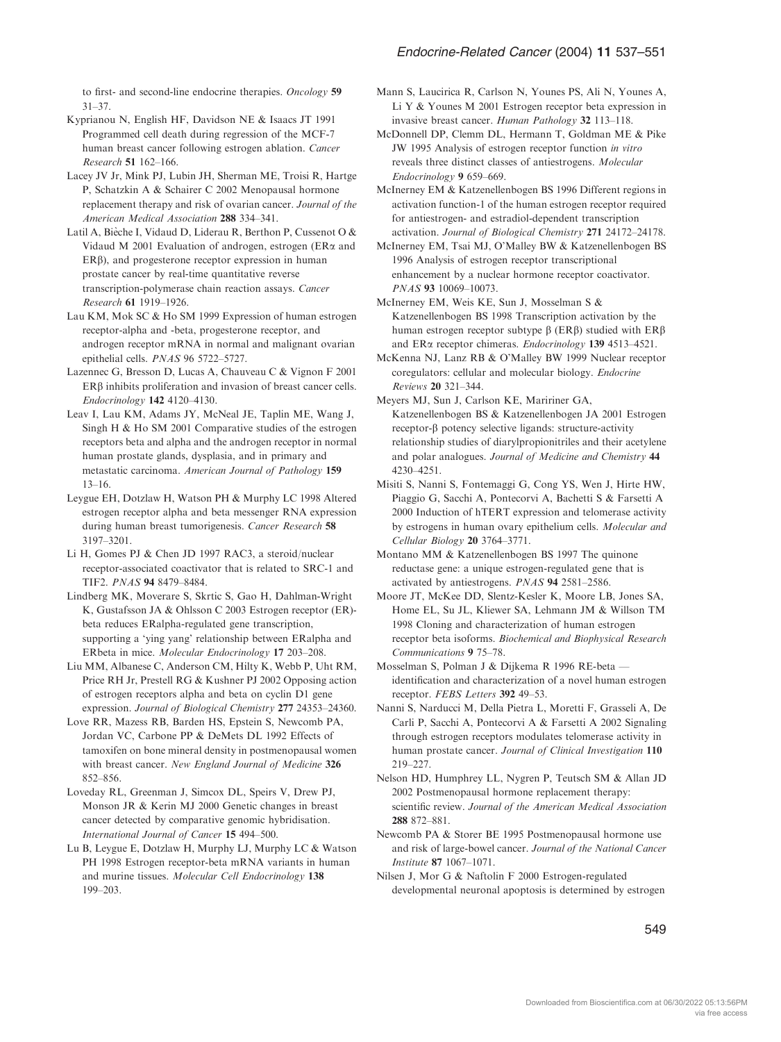to first- and second-line endocrine therapies. *Oncology* **59** 31–37.

Kyprianou N, English HF, Davidson NE & Isaacs JT 1991 Programmed cell death during regression of the MCF-7 human breast cancer following estrogen ablation. *Cancer Research* **51** 162–166.

Lacey JV Jr, Mink PJ, Lubin JH, Sherman ME, Troisi R, Hartge P, Schatzkin A & Schairer C 2002 Menopausal hormone replacement therapy and risk of ovarian cancer. *Journal of the American Medical Association* **288** 334–341.

Latil A, Bièche I, Vidaud D, Liderau R, Berthon P, Cussenot O & Vidaud M 2001 Evaluation of androgen, estrogen (ERα and ERβ), and progesterone receptor expression in human prostate cancer by real-time quantitative reverse transcription-polymerase chain reaction assays. *Cancer Research* **61** 1919–1926.

Lau KM, Mok SC & Ho SM 1999 Expression of human estrogen receptor-alpha and -beta, progesterone receptor, and androgen receptor mRNA in normal and malignant ovarian epithelial cells. *PNAS* 96 5722–5727.

Lazennec G, Bresson D, Lucas A, Chauveau C & Vignon F 2001 ERβ inhibits proliferation and invasion of breast cancer cells. *Endocrinology* **142** 4120–4130.

Leav I, Lau KM, Adams JY, McNeal JE, Taplin ME, Wang J, Singh H & Ho SM 2001 Comparative studies of the estrogen receptors beta and alpha and the androgen receptor in normal human prostate glands, dysplasia, and in primary and metastatic carcinoma. *American Journal of Pathology* **159** 13–16.

Leygue EH, Dotzlaw H, Watson PH & Murphy LC 1998 Altered estrogen receptor alpha and beta messenger RNA expression during human breast tumorigenesis. *Cancer Research* **58** 3197–3201.

Li H, Gomes PJ & Chen JD 1997 RAC3, a steroid/nuclear receptor-associated coactivator that is related to SRC-1 and TIF2. *PNAS* **94** 8479–8484.

Lindberg MK, Moverare S, Skrtic S, Gao H, Dahlman-Wright K, Gustafsson JA & Ohlsson C 2003 Estrogen receptor (ER)-beta reduces ERalpha-regulated gene transcription, supporting a 'ying yang' relationship between ERalpha and ERbeta in mice. *Molecular Endocrinology* **17** 203–208.

Liu MM, Albanese C, Anderson CM, Hilty K, Webb P, Uht RM, Price RH Jr, Prestell RG & Kushner PJ 2002 Opposing action of estrogen receptors alpha and beta on cyclin D1 gene expression. *Journal of Biological Chemistry* **277** 24353–24360.

Love RR, Mazess RB, Barden HS, Epstein S, Newcomb PA, Jordan VC, Carbone PP & DeMets DL 1992 Effects of tamoxifen on bone mineral density in postmenopausal women with breast cancer. *New England Journal of Medicine* **326** 852–856.

Loveday RL, Greenman J, Simcox DL, Speirs V, Drew PJ, Monson JR & Kerin MJ 2000 Genetic changes in breast cancer detected by comparative genomic hybridisation. *International Journal of Cancer* **15** 494–500.

Lu B, Leygue E, Dotzlaw H, Murphy LJ, Murphy LC & Watson PH 1998 Estrogen receptor-beta mRNA variants in human and murine tissues. *Molecular Cell Endocrinology* **138** 199–203.

Mann S, Laucirica R, Carlson N, Younes PS, Ali N, Younes A, Li Y & Younes M 2001 Estrogen receptor beta expression in invasive breast cancer. *Human Pathology* **32** 113–118.

McDonnell DP, Clemm DL, Hermann T, Goldman ME & Pike JW 1995 Analysis of estrogen receptor function *in vitro* reveals three distinct classes of antiestrogens. *Molecular Endocrinology* **9** 659–669.

McInerney EM & Katzenellenbogen BS 1996 Different regions in activation function-1 of the human estrogen receptor required for antiestrogen- and estradiol-dependent transcription activation. *Journal of Biological Chemistry* **271** 24172–24178.

McInerney EM, Tsai MJ, O'Malley BW & Katzenellenbogen BS 1996 Analysis of estrogen receptor transcriptional enhancement by a nuclear hormone receptor coactivator. *PNAS* **93** 10069–10073.

McInerney EM, Weis KE, Sun J, Mosselman S & Katzenellenbogen BS 1998 Transcription activation by the human estrogen receptor subtype β (ERβ) studied with ERβ and ERα receptor chimeras. *Endocrinology* **139** 4513–4521.

McKenna NJ, Lanz RB & O'Malley BW 1999 Nuclear receptor coregulators: cellular and molecular biology. *Endocrine Reviews* **20** 321–344.

Meyers MJ, Sun J, Carlson KE, Maririner GA, Katzenellenbogen BS & Katzenellenbogen JA 2001 Estrogen receptor-β potency selective ligands: structure-activity relationship studies of diarylpropionitriles and their acetylene and polar analogues. *Journal of Medicine and Chemistry* **44** 4230–4251.

Misiti S, Nanni S, Fontemaggi G, Cong YS, Wen J, Hirte HW, Piaggio G, Sacchi A, Pontecorvi A, Bachetti S & Farsetti A 2000 Induction of hTERT expression and telomerase activity by estrogens in human ovary epithelium cells. *Molecular and Cellular Biology* **20** 3764–3771.

Montano MM & Katzenellenbogen BS 1997 The quinone reductase gene: a unique estrogen-regulated gene that is activated by antiestrogens. *PNAS* **94** 2581–2586.

Moore JT, McKee DD, Slentz-Kesler K, Moore LB, Jones SA, Home EL, Su JL, Kliewer SA, Lehmann JM & Willson TM 1998 Cloning and characterization of human estrogen receptor beta isoforms. *Biochemical and Biophysical Research Communications* **9** 75–78.

Mosselman S, Polman J & Dijkema R 1996 RE-beta — identification and characterization of a novel human estrogen receptor. *FEBS Letters* **392** 49–53.

Nanni S, Narducci M, Della Pietra L, Moretti F, Grasseli A, De Carli P, Sacchi A, Pontecorvi A & Farsetti A 2002 Signaling through estrogen receptors modulates telomerase activity in human prostate cancer. *Journal of Clinical Investigation* **110** 219–227.

Nelson HD, Humphrey LL, Nygren P, Teutsch SM & Allan JD 2002 Postmenopausal hormone replacement therapy: scientific review. *Journal of the American Medical Association* **288** 872–881.

Newcomb PA & Storer BE 1995 Postmenopausal hormone use and risk of large-bowel cancer. *Journal of the National Cancer Institute* **87** 1067–1071.

Nilsen J, Mor G & Naftolin F 2000 Estrogen-regulated developmental neuronal apoptosis is determined by estrogen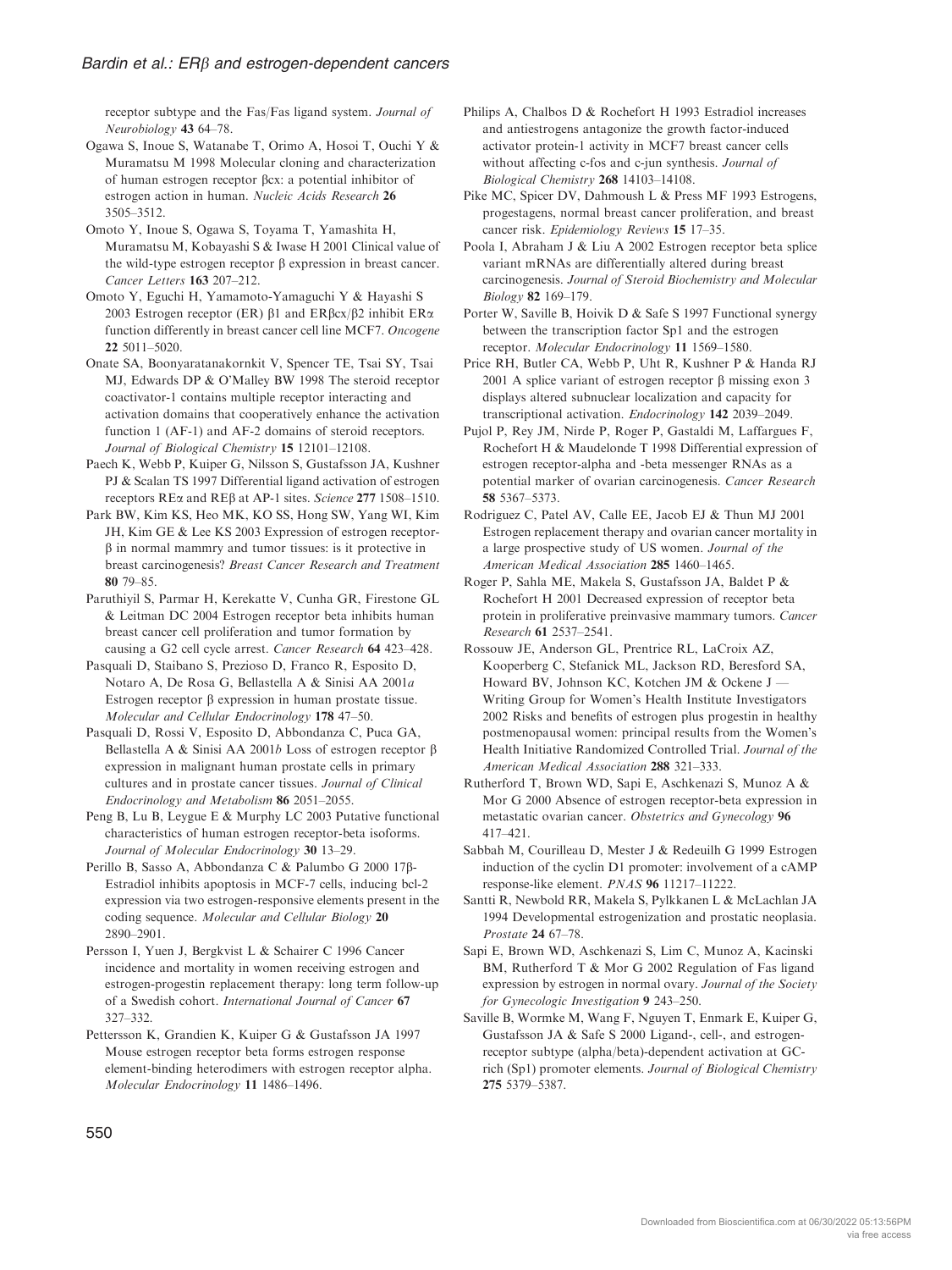receptor subtype and the Fas/Fas ligand system. *Journal of Neurobiology* **43** 64–78.

Ogawa S, Inoue S, Watanabe T, Orimo A, Hosoi T, Ouchi Y & Muramatsu M 1998 Molecular cloning and characterization of human estrogen receptor βcx: a potential inhibitor of estrogen action in human. *Nucleic Acids Research* **26** 3505–3512.

Omoto Y, Inoue S, Ogawa S, Toyama T, Yamashita H, Muramatsu M, Kobayashi S & Iwase H 2001 Clinical value of the wild-type estrogen receptor β expression in breast cancer. *Cancer Letters* **163** 207–212.

Omoto Y, Eguchi H, Yamamoto-Yamaguchi Y & Hayashi S 2003 Estrogen receptor (ER) β1 and ERβcx/β2 inhibit ERα function differently in breast cancer cell line MCF7. *Oncogene* **22** 5011–5020.

Onate SA, Boonyaratanakornkit V, Spencer TE, Tsai SY, Tsai MJ, Edwards DP & O'Malley BW 1998 The steroid receptor coactivator-1 contains multiple receptor interacting and activation domains that cooperatively enhance the activation function 1 (AF-1) and AF-2 domains of steroid receptors. *Journal of Biological Chemistry* **15** 12101–12108.

Paech K, Webb P, Kuiper G, Nilsson S, Gustafsson JA, Kushner PJ & Scalan TS 1997 Differential ligand activation of estrogen receptors REα and REβ at AP-1 sites. *Science* **277** 1508–1510.

Park BW, Kim KS, Heo MK, KO SS, Hong SW, Yang WI, Kim JH, Kim GE & Lee KS 2003 Expression of estrogen receptor-β in normal mammry and tumor tissues: is it protective in breast carcinogenesis? *Breast Cancer Research and Treatment* **80** 79–85.

Paruthiyil S, Parmar H, Kerekatte V, Cunha GR, Firestone GL & Leitman DC 2004 Estrogen receptor beta inhibits human breast cancer cell proliferation and tumor formation by causing a G2 cell cycle arrest. *Cancer Research* **64** 423–428.

Pasquali D, Staibano S, Prezioso D, Franco R, Esposito D, Notaro A, De Rosa G, Bellastella A & Sinisi AA 2001*a* Estrogen receptor β expression in human prostate tissue. *Molecular and Cellular Endocrinology* **178** 47–50.

Pasquali D, Rossi V, Esposito D, Abbondanza C, Puca GA, Bellastella A & Sinisi AA 2001*b* Loss of estrogen receptor β expression in malignant human prostate cells in primary cultures and in prostate cancer tissues. *Journal of Clinical Endocrinology and Metabolism* **86** 2051–2055.

Peng B, Lu B, Leygue E & Murphy LC 2003 Putative functional characteristics of human estrogen receptor-beta isoforms. *Journal of Molecular Endocrinology* **30** 13–29.

Perillo B, Sasso A, Abbondanza C & Palumbo G 2000 17β-Estradiol inhibits apoptosis in MCF-7 cells, inducing bcl-2 expression via two estrogen-responsive elements present in the coding sequence. *Molecular and Cellular Biology* **20** 2890–2901.

Persson I, Yuen J, Bergkvist L & Schairer C 1996 Cancer incidence and mortality in women receiving estrogen and estrogen-progestin replacement therapy: long term follow-up of a Swedish cohort. *International Journal of Cancer* **67** 327–332.

Pettersson K, Grandien K, Kuiper G & Gustafsson JA 1997 Mouse estrogen receptor beta forms estrogen response element-binding heterodimers with estrogen receptor alpha. *Molecular Endocrinology* **11** 1486–1496.

Philips A, Chalbos D & Rochefort H 1993 Estradiol increases and antiestrogens antagonize the growth factor-induced activator protein-1 activity in MCF7 breast cancer cells without affecting c-fos and c-jun synthesis. *Journal of Biological Chemistry* **268** 14103–14108.

Pike MC, Spicer DV, Dahmoush L & Press MF 1993 Estrogens, progestagens, normal breast cancer proliferation, and breast cancer risk. *Epidemiology Reviews* **15** 17–35.

Poola I, Abraham J & Liu A 2002 Estrogen receptor beta splice variant mRNAs are differentially altered during breast carcinogenesis. *Journal of Steroid Biochemistry and Molecular Biology* **82** 169–179.

Porter W, Saville B, Hoivik D & Safe S 1997 Functional synergy between the transcription factor Sp1 and the estrogen receptor. *Molecular Endocrinology* **11** 1569–1580.

Price RH, Butler CA, Webb P, Uht R, Kushner P & Handa RJ 2001 A splice variant of estrogen receptor β missing exon 3 displays altered subnuclear localization and capacity for transcriptional activation. *Endocrinology* **142** 2039–2049.

Pujol P, Rey JM, Nirde P, Roger P, Gastaldi M, Laffargues F, Rochefort H & Maudelonde T 1998 Differential expression of estrogen receptor-alpha and -beta messenger RNAs as a potential marker of ovarian carcinogenesis. *Cancer Research* **58** 5367–5373.

Rodriguez C, Patel AV, Calle EE, Jacob EJ & Thun MJ 2001 Estrogen replacement therapy and ovarian cancer mortality in a large prospective study of US women. *Journal of the American Medical Association* **285** 1460–1465.

Roger P, Sahla ME, Makela S, Gustafsson JA, Baldet P & Rochefort H 2001 Decreased expression of receptor beta protein in proliferative preinvasive mammary tumors. *Cancer Research* **61** 2537–2541.

Rossouw JE, Anderson GL, Prentrice RL, LaCroix AZ, Kooperberg C, Stefanick ML, Jackson RD, Beresford SA, Howard BV, Johnson KC, Kotchen JM & Ockene J — Writing Group for Women's Health Institute Investigators 2002 Risks and benefits of estrogen plus progestin in healthy postmenopausal women: principal results from the Women's Health Initiative Randomized Controlled Trial. *Journal of the American Medical Association* **288** 321–333.

Rutherford T, Brown WD, Sapi E, Aschkenazi S, Munoz A & Mor G 2000 Absence of estrogen receptor-beta expression in metastatic ovarian cancer. *Obstetrics and Gynecology* **96** 417–421.

Sabbah M, Courilleau D, Mester J & Redeuilh G 1999 Estrogen induction of the cyclin D1 promoter: involvement of a cAMP response-like element. *PNAS* **96** 11217–11222.

Santti R, Newbold RR, Makela S, Pylkkanen L & McLachlan JA 1994 Developmental estrogenization and prostatic neoplasia. *Prostate* **24** 67–78.

Sapi E, Brown WD, Aschkenazi S, Lim C, Munoz A, Kacinski BM, Rutherford T & Mor G 2002 Regulation of Fas ligand expression by estrogen in normal ovary. *Journal of the Society for Gynecologic Investigation* **9** 243–250.

Saville B, Wormke M, Wang F, Nguyen T, Enmark E, Kuiper G, Gustafsson JA & Safe S 2000 Ligand-, cell-, and estrogen-receptor subtype (alpha/beta)-dependent activation at GC-rich (Sp1) promoter elements. *Journal of Biological Chemistry* **275** 5379–5387.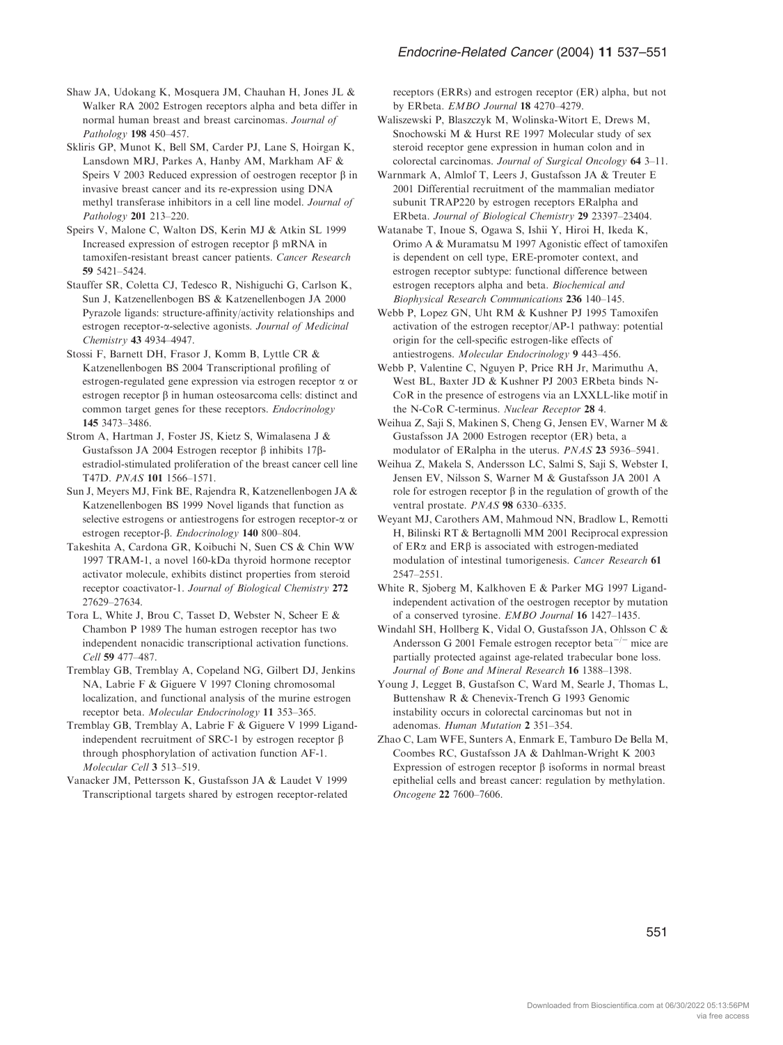Shaw JA, Udokang K, Mosquera JM, Chauhan H, Jones JL & Walker RA 2002 Estrogen receptors alpha and beta differ in normal human breast and breast carcinomas. *Journal of Pathology* **198** 450–457.

Skliris GP, Munot K, Bell SM, Carder PJ, Lane S, Hoirgan K, Lansdown MRJ, Parkes A, Hanby AM, Markham AF & Speirs V 2003 Reduced expression of oestrogen receptor β in invasive breast cancer and its re-expression using DNA methyl transferase inhibitors in a cell line model. *Journal of Pathology* **201** 213–220.

Speirs V, Malone C, Walton DS, Kerin MJ & Atkin SL 1999 Increased expression of estrogen receptor β mRNA in tamoxifen-resistant breast cancer patients. *Cancer Research* **59** 5421–5424.

Stauffer SR, Coletta CJ, Tedesco R, Nishiguchi G, Carlson K, Sun J, Katzenellenbogen BS & Katzenellenbogen JA 2000 Pyrazole ligands: structure-affinity/activity relationships and estrogen receptor-α-selective agonists. *Journal of Medicinal Chemistry* **43** 4934–4947.

Stossi F, Barnett DH, Frasor J, Komm B, Lyttle CR & Katzenellenbogen BS 2004 Transcriptional profiling of estrogen-regulated gene expression via estrogen receptor α or estrogen receptor β in human osteosarcoma cells: distinct and common target genes for these receptors. *Endocrinology* **145** 3473–3486.

Strom A, Hartman J, Foster JS, Kietz S, Wimalasena J & Gustafsson JA 2004 Estrogen receptor β inhibits 17β-estradiol-stimulated proliferation of the breast cancer cell line T47D. *PNAS* **101** 1566–1571.

Sun J, Meyers MJ, Fink BE, Rajendra R, Katzenellenbogen JA & Katzenellenbogen BS 1999 Novel ligands that function as selective estrogens or antiestrogens for estrogen receptor-α or estrogen receptor-β. *Endocrinology* **140** 800–804.

Takeshita A, Cardona GR, Koibuchi N, Suen CS & Chin WW 1997 TRAM-1, a novel 160-kDa thyroid hormone receptor activator molecule, exhibits distinct properties from steroid receptor coactivator-1. *Journal of Biological Chemistry* **272** 27629–27634.

Tora L, White J, Brou C, Tasset D, Webster N, Scheer E & Chambon P 1989 The human estrogen receptor has two independent nonacidic transcriptional activation functions. *Cell* **59** 477–487.

Tremblay GB, Tremblay A, Copeland NG, Gilbert DJ, Jenkins NA, Labrie F & Giguere V 1997 Cloning chromosomal localization, and functional analysis of the murine estrogen receptor beta. *Molecular Endocrinology* **11** 353–365.

Tremblay GB, Tremblay A, Labrie F & Giguere V 1999 Ligand-independent recruitment of SRC-1 by estrogen receptor β through phosphorylation of activation function AF-1. *Molecular Cell* **3** 513–519.

Vanacker JM, Pettersson K, Gustafsson JA & Laudet V 1999 Transcriptional targets shared by estrogen receptor-related receptors (ERRs) and estrogen receptor (ER) alpha, but not by ERbeta. *EMBO Journal* **18** 4270–4279.

Waliszewski P, Blaszczyk M, Wolinska-Witort E, Drews M, Snochowski M & Hurst RE 1997 Molecular study of sex steroid receptor gene expression in human colon and in colorectal carcinomas. *Journal of Surgical Oncology* **64** 3–11.

Warnmark A, Almlof T, Leers J, Gustafsson JA & Treuter E 2001 Differential recruitment of the mammalian mediator subunit TRAP220 by estrogen receptors ERalpha and ERbeta. *Journal of Biological Chemistry* **29** 23397–23404.

Watanabe T, Inoue S, Ogawa S, Ishii Y, Hiroi H, Ikeda K, Orimo A & Muramatsu M 1997 Agonistic effect of tamoxifen is dependent on cell type, ERE-promoter context, and estrogen receptor subtype: functional difference between estrogen receptors alpha and beta. *Biochemical and Biophysical Research Communications* **236** 140–145.

Webb P, Lopez GN, Uht RM & Kushner PJ 1995 Tamoxifen activation of the estrogen receptor/AP-1 pathway: potential origin for the cell-specific estrogen-like effects of antiestrogens. *Molecular Endocrinology* **9** 443–456.

Webb P, Valentine C, Nguyen P, Price RH Jr, Marimuthu A, West BL, Baxter JD & Kushner PJ 2003 ERbeta binds N-CoR in the presence of estrogens via an LXXLL-like motif in the N-CoR C-terminus. *Nuclear Receptor* **28** 4.

Weihua Z, Saji S, Makinen S, Cheng G, Jensen EV, Warner M & Gustafsson JA 2000 Estrogen receptor (ER) beta, a modulator of ERalpha in the uterus. *PNAS* **23** 5936–5941.

Weihua Z, Makela S, Andersson LC, Salmi S, Saji S, Webster I, Jensen EV, Nilsson S, Warner M & Gustafsson JA 2001 A role for estrogen receptor β in the regulation of growth of the ventral prostate. *PNAS* **98** 6330–6335.

Weyant MJ, Carothers AM, Mahmoud NN, Bradlow L, Remotti H, Bilinski RT & Bertagnolli MM 2001 Reciprocal expression of ERα and ERβ is associated with estrogen-mediated modulation of intestinal tumorigenesis. *Cancer Research* **61** 2547–2551.

White R, Sjoberg M, Kalkhoven E & Parker MG 1997 Ligand-independent activation of the oestrogen receptor by mutation of a conserved tyrosine. *EMBO Journal* **16** 1427–1435.

Windahl SH, Hollberg K, Vidal O, Gustafsson JA, Ohlsson C & Andersson G 2001 Female estrogen receptor beta$^{-/-}$ mice are partially protected against age-related trabecular bone loss. *Journal of Bone and Mineral Research* **16** 1388–1398.

Young J, Legget B, Gustafson C, Ward M, Searle J, Thomas L, Buttenshaw R & Chenevix-Trench G 1993 Genomic instability occurs in colorectal carcinomas but not in adenomas. *Human Mutation* **2** 351–354.

Zhao C, Lam WFE, Sunters A, Enmark E, Tamburo De Bella M, Coombes RC, Gustafsson JA & Dahlman-Wright K 2003 Expression of estrogen receptor β isoforms in normal breast epithelial cells and breast cancer: regulation by methylation. *Oncogene* **22** 7600–7606.